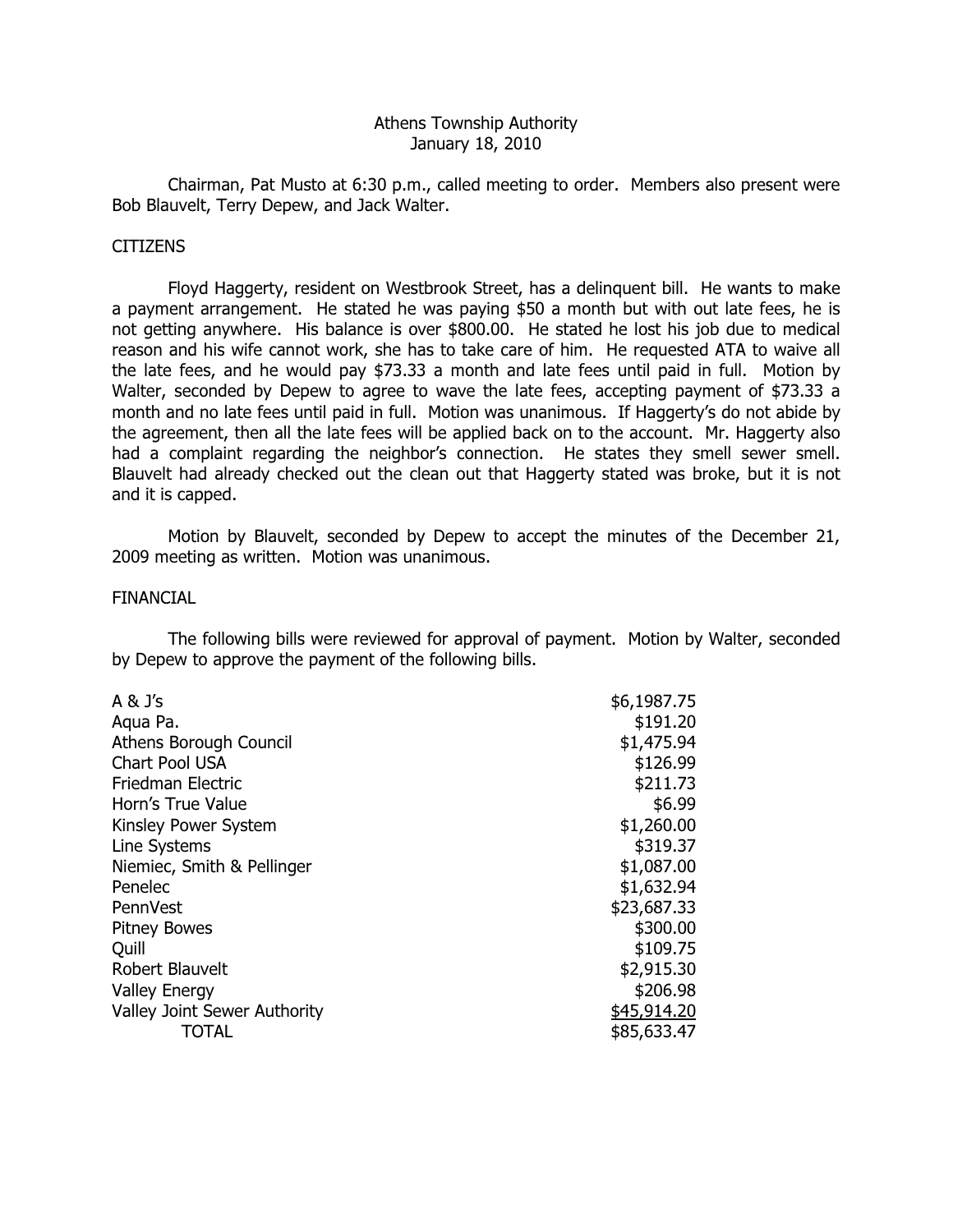Athens Township Authority
January 18, 2010

Chairman, Pat Musto at 6:30 p.m., called meeting to order. Members also present were Bob Blauvelt, Terry Depew, and Jack Walter.

CITIZENS

Floyd Haggerty, resident on Westbrook Street, has a delinquent bill. He wants to make a payment arrangement. He stated he was paying $50 a month but with out late fees, he is not getting anywhere. His balance is over $800.00. He stated he lost his job due to medical reason and his wife cannot work, she has to take care of him. He requested ATA to waive all the late fees, and he would pay $73.33 a month and late fees until paid in full. Motion by Walter, seconded by Depew to agree to wave the late fees, accepting payment of $73.33 a month and no late fees until paid in full. Motion was unanimous. If Haggerty's do not abide by the agreement, then all the late fees will be applied back on to the account. Mr. Haggerty also had a complaint regarding the neighbor's connection. He states they smell sewer smell. Blauvelt had already checked out the clean out that Haggerty stated was broke, but it is not and it is capped.

Motion by Blauvelt, seconded by Depew to accept the minutes of the December 21, 2009 meeting as written. Motion was unanimous.

FINANCIAL

The following bills were reviewed for approval of payment. Motion by Walter, seconded by Depew to approve the payment of the following bills.

| | |
|---|---:|
| A & J's | $6,1987.75 |
| Aqua Pa. | $191.20 |
| Athens Borough Council | $1,475.94 |
| Chart Pool USA | $126.99 |
| Friedman Electric | $211.73 |
| Horn's True Value | $6.99 |
| Kinsley Power System | $1,260.00 |
| Line Systems | $319.37 |
| Niemiec, Smith & Pellinger | $1,087.00 |
| Penelec | $1,632.94 |
| PennVest | $23,687.33 |
| Pitney Bowes | $300.00 |
| Quill | $109.75 |
| Robert Blauvelt | $2,915.30 |
| Valley Energy | $206.98 |
| Valley Joint Sewer Authority | $45,914.20 |
| TOTAL | $85,633.47 |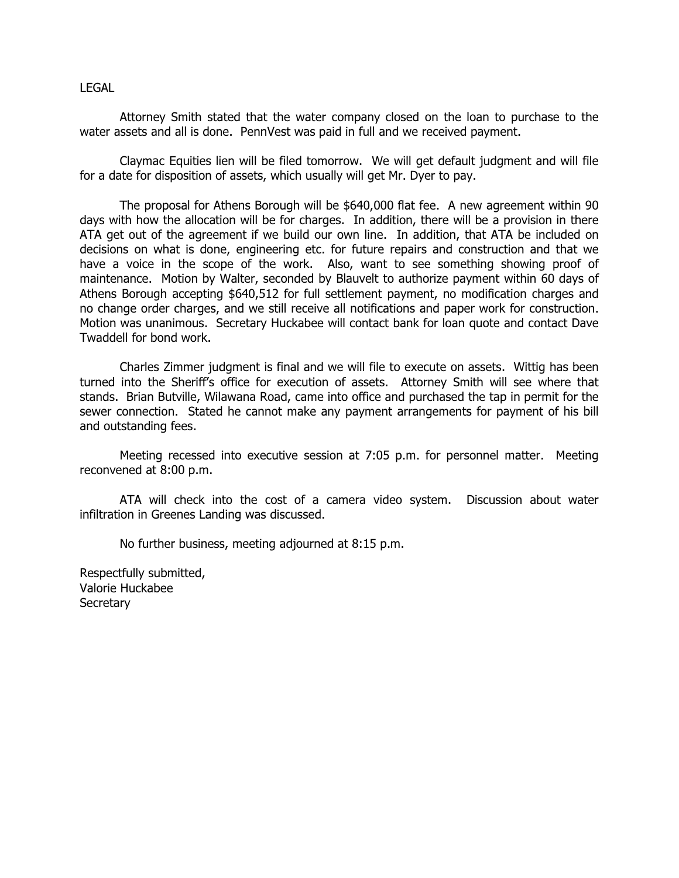LEGAL

Attorney Smith stated that the water company closed on the loan to purchase to the water assets and all is done. PennVest was paid in full and we received payment.

Claymac Equities lien will be filed tomorrow. We will get default judgment and will file for a date for disposition of assets, which usually will get Mr. Dyer to pay.

The proposal for Athens Borough will be $640,000 flat fee. A new agreement within 90 days with how the allocation will be for charges. In addition, there will be a provision in there ATA get out of the agreement if we build our own line. In addition, that ATA be included on decisions on what is done, engineering etc. for future repairs and construction and that we have a voice in the scope of the work. Also, want to see something showing proof of maintenance. Motion by Walter, seconded by Blauvelt to authorize payment within 60 days of Athens Borough accepting $640,512 for full settlement payment, no modification charges and no change order charges, and we still receive all notifications and paper work for construction. Motion was unanimous. Secretary Huckabee will contact bank for loan quote and contact Dave Twaddell for bond work.

Charles Zimmer judgment is final and we will file to execute on assets. Wittig has been turned into the Sheriff's office for execution of assets. Attorney Smith will see where that stands. Brian Butville, Wilawana Road, came into office and purchased the tap in permit for the sewer connection. Stated he cannot make any payment arrangements for payment of his bill and outstanding fees.

Meeting recessed into executive session at 7:05 p.m. for personnel matter. Meeting reconvened at 8:00 p.m.

ATA will check into the cost of a camera video system. Discussion about water infiltration in Greenes Landing was discussed.

No further business, meeting adjourned at 8:15 p.m.

Respectfully submitted,  
Valorie Huckabee  
Secretary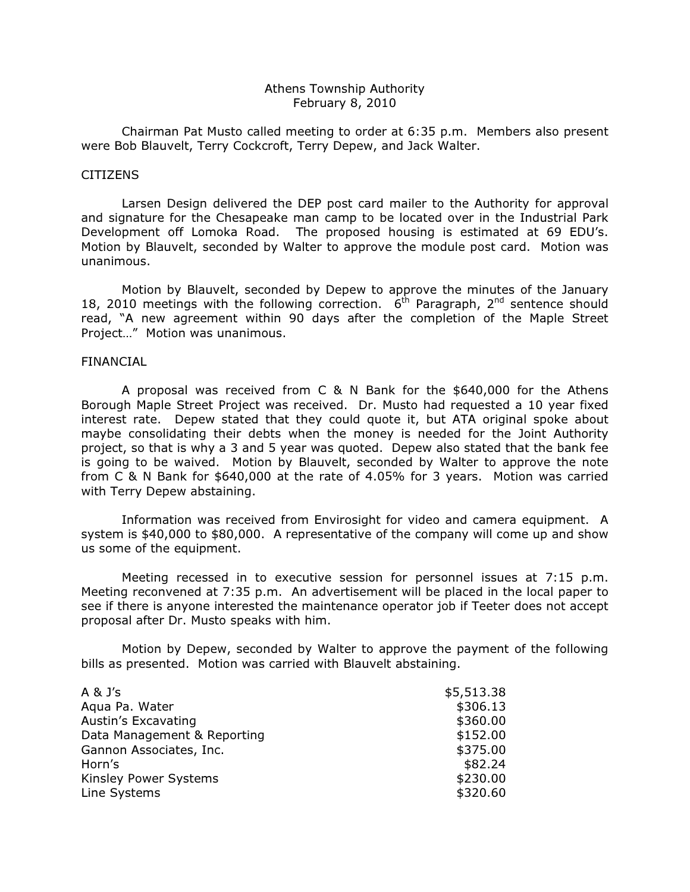Athens Township Authority
February 8, 2010

Chairman Pat Musto called meeting to order at 6:35 p.m. Members also present were Bob Blauvelt, Terry Cockcroft, Terry Depew, and Jack Walter.

CITIZENS

Larsen Design delivered the DEP post card mailer to the Authority for approval and signature for the Chesapeake man camp to be located over in the Industrial Park Development off Lomoka Road. The proposed housing is estimated at 69 EDU's. Motion by Blauvelt, seconded by Walter to approve the module post card. Motion was unanimous.

Motion by Blauvelt, seconded by Depew to approve the minutes of the January 18, 2010 meetings with the following correction. 6th Paragraph, 2nd sentence should read, "A new agreement within 90 days after the completion of the Maple Street Project…" Motion was unanimous.

FINANCIAL

A proposal was received from C & N Bank for the $640,000 for the Athens Borough Maple Street Project was received. Dr. Musto had requested a 10 year fixed interest rate. Depew stated that they could quote it, but ATA original spoke about maybe consolidating their debts when the money is needed for the Joint Authority project, so that is why a 3 and 5 year was quoted. Depew also stated that the bank fee is going to be waived. Motion by Blauvelt, seconded by Walter to approve the note from C & N Bank for $640,000 at the rate of 4.05% for 3 years. Motion was carried with Terry Depew abstaining.

Information was received from Envirosight for video and camera equipment. A system is $40,000 to $80,000. A representative of the company will come up and show us some of the equipment.

Meeting recessed in to executive session for personnel issues at 7:15 p.m. Meeting reconvened at 7:35 p.m. An advertisement will be placed in the local paper to see if there is anyone interested the maintenance operator job if Teeter does not accept proposal after Dr. Musto speaks with him.

Motion by Depew, seconded by Walter to approve the payment of the following bills as presented. Motion was carried with Blauvelt abstaining.

| | |
|---|---:|
| A & J's | $5,513.38 |
| Aqua Pa. Water | $306.13 |
| Austin's Excavating | $360.00 |
| Data Management & Reporting | $152.00 |
| Gannon Associates, Inc. | $375.00 |
| Horn's | $82.24 |
| Kinsley Power Systems | $230.00 |
| Line Systems | $320.60 |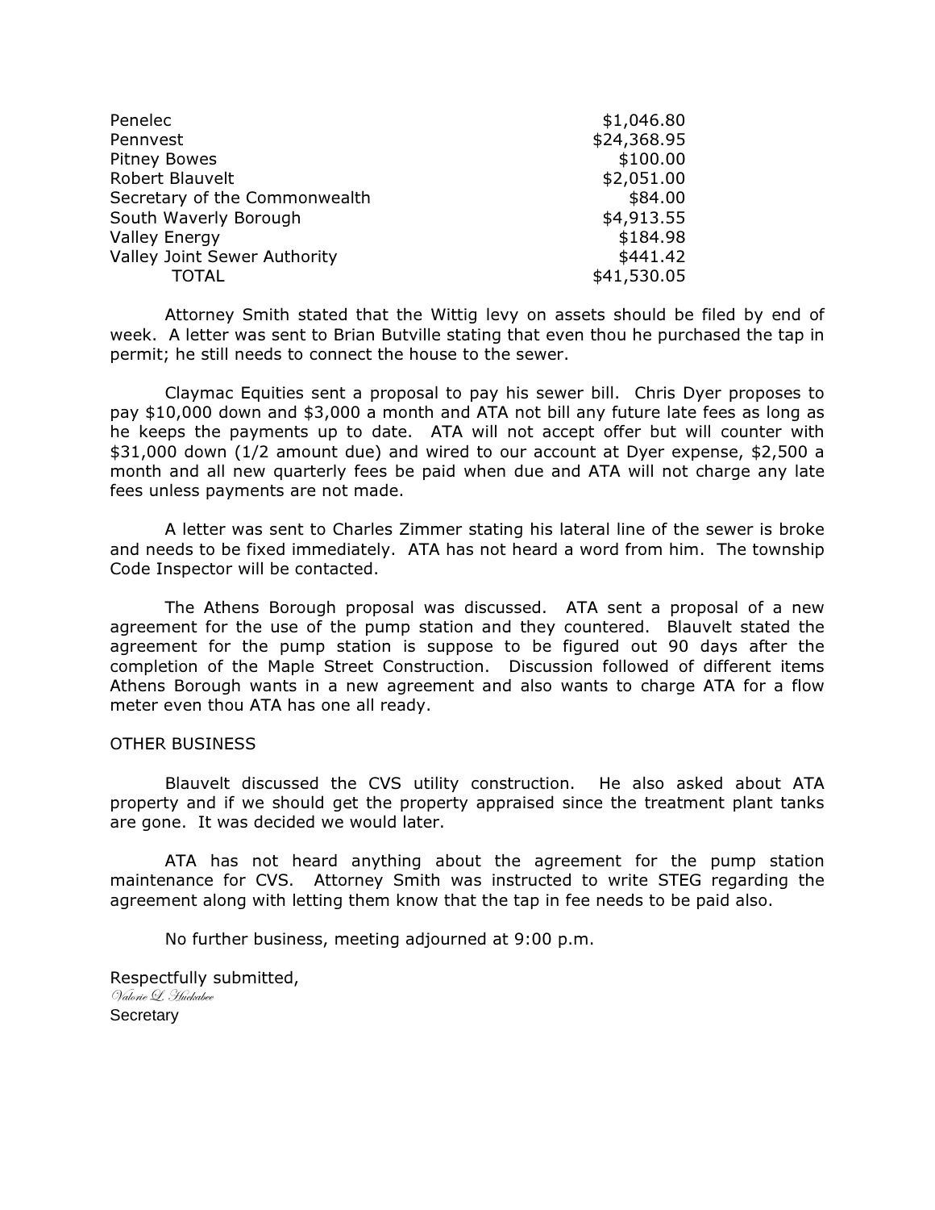| | |
|---|---|
| Penelec | $1,046.80 |
| Pennvest | $24,368.95 |
| Pitney Bowes | $100.00 |
| Robert Blauvelt | $2,051.00 |
| Secretary of the Commonwealth | $84.00 |
| South Waverly Borough | $4,913.55 |
| Valley Energy | $184.98 |
| Valley Joint Sewer Authority | $441.42 |
| TOTAL | $41,530.05 |

Attorney Smith stated that the Wittig levy on assets should be filed by end of week. A letter was sent to Brian Butville stating that even thou he purchased the tap in permit; he still needs to connect the house to the sewer.

Claymac Equities sent a proposal to pay his sewer bill. Chris Dyer proposes to pay $10,000 down and $3,000 a month and ATA not bill any future late fees as long as he keeps the payments up to date. ATA will not accept offer but will counter with $31,000 down (1/2 amount due) and wired to our account at Dyer expense, $2,500 a month and all new quarterly fees be paid when due and ATA will not charge any late fees unless payments are not made.

A letter was sent to Charles Zimmer stating his lateral line of the sewer is broke and needs to be fixed immediately. ATA has not heard a word from him. The township Code Inspector will be contacted.

The Athens Borough proposal was discussed. ATA sent a proposal of a new agreement for the use of the pump station and they countered. Blauvelt stated the agreement for the pump station is suppose to be figured out 90 days after the completion of the Maple Street Construction. Discussion followed of different items Athens Borough wants in a new agreement and also wants to charge ATA for a flow meter even thou ATA has one all ready.

OTHER BUSINESS

Blauvelt discussed the CVS utility construction. He also asked about ATA property and if we should get the property appraised since the treatment plant tanks are gone. It was decided we would later.

ATA has not heard anything about the agreement for the pump station maintenance for CVS. Attorney Smith was instructed to write STEG regarding the agreement along with letting them know that the tap in fee needs to be paid also.

No further business, meeting adjourned at 9:00 p.m.

Respectfully submitted,
*Valorie L. Huckabee*
Secretary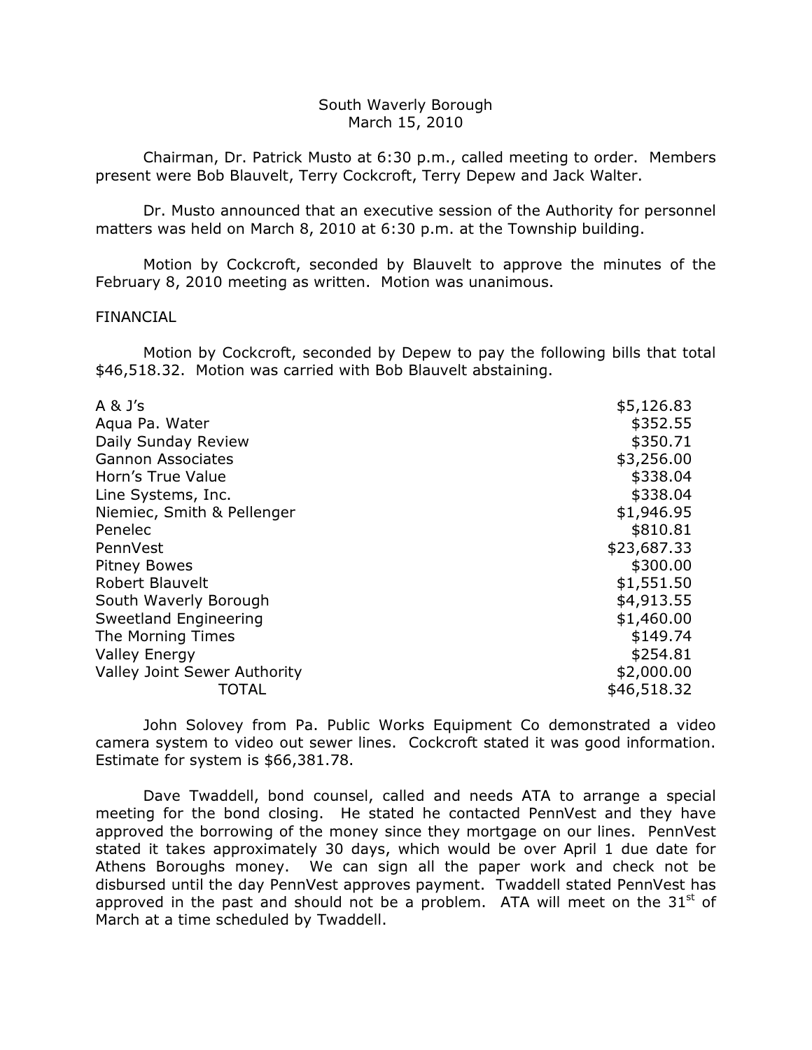South Waverly Borough
March 15, 2010

Chairman, Dr. Patrick Musto at 6:30 p.m., called meeting to order. Members present were Bob Blauvelt, Terry Cockcroft, Terry Depew and Jack Walter.

Dr. Musto announced that an executive session of the Authority for personnel matters was held on March 8, 2010 at 6:30 p.m. at the Township building.

Motion by Cockcroft, seconded by Blauvelt to approve the minutes of the February 8, 2010 meeting as written. Motion was unanimous.

FINANCIAL

Motion by Cockcroft, seconded by Depew to pay the following bills that total $46,518.32. Motion was carried with Bob Blauvelt abstaining.

| | |
|---|---|
| A & J's | $5,126.83 |
| Aqua Pa. Water | $352.55 |
| Daily Sunday Review | $350.71 |
| Gannon Associates | $3,256.00 |
| Horn's True Value | $338.04 |
| Line Systems, Inc. | $338.04 |
| Niemiec, Smith & Pellenger | $1,946.95 |
| Penelec | $810.81 |
| PennVest | $23,687.33 |
| Pitney Bowes | $300.00 |
| Robert Blauvelt | $1,551.50 |
| South Waverly Borough | $4,913.55 |
| Sweetland Engineering | $1,460.00 |
| The Morning Times | $149.74 |
| Valley Energy | $254.81 |
| Valley Joint Sewer Authority | $2,000.00 |
| TOTAL | $46,518.32 |

John Solovey from Pa. Public Works Equipment Co demonstrated a video camera system to video out sewer lines. Cockcroft stated it was good information. Estimate for system is $66,381.78.

Dave Twaddell, bond counsel, called and needs ATA to arrange a special meeting for the bond closing. He stated he contacted PennVest and they have approved the borrowing of the money since they mortgage on our lines. PennVest stated it takes approximately 30 days, which would be over April 1 due date for Athens Boroughs money. We can sign all the paper work and check not be disbursed until the day PennVest approves payment. Twaddell stated PennVest has approved in the past and should not be a problem. ATA will meet on the 31st of March at a time scheduled by Twaddell.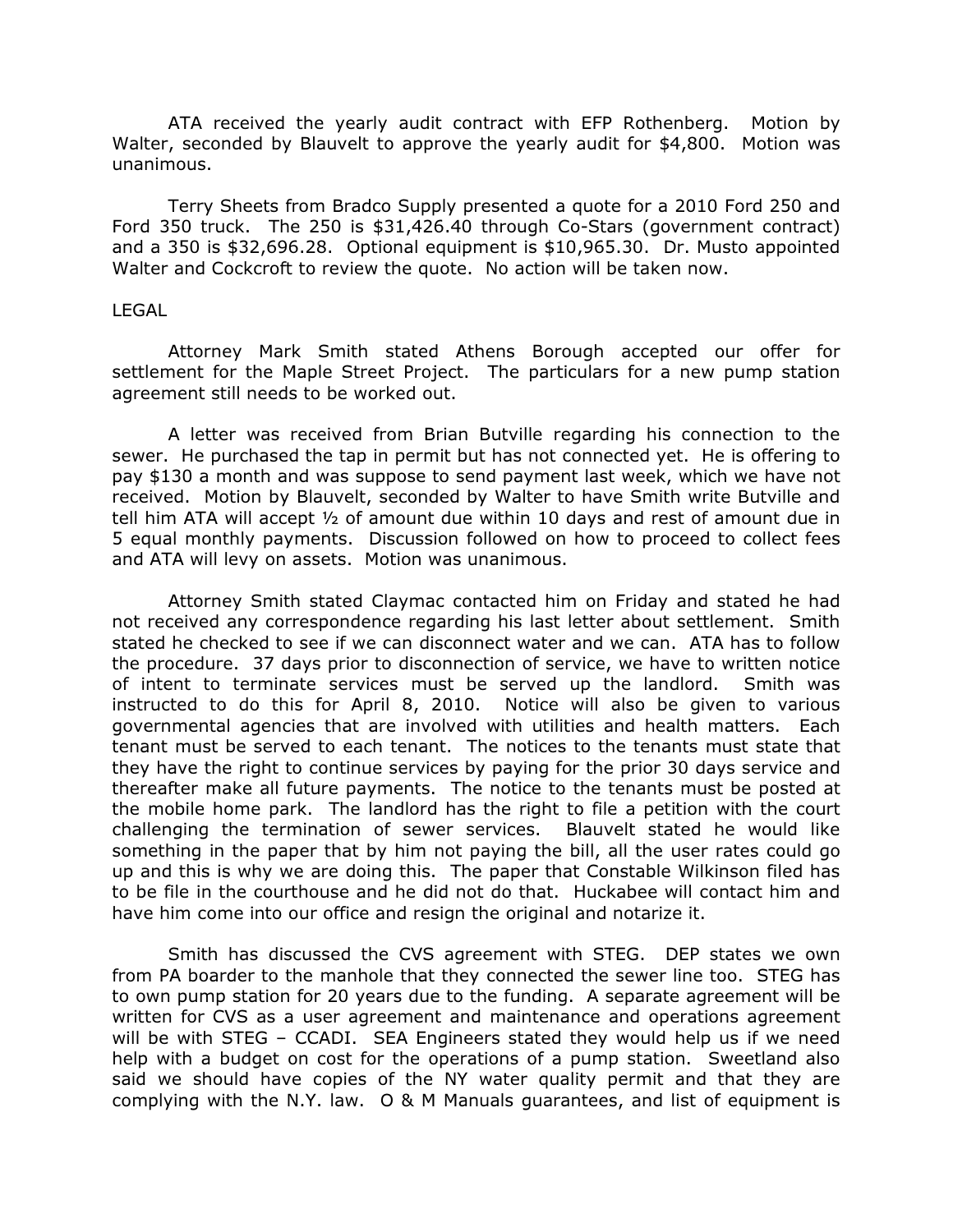ATA received the yearly audit contract with EFP Rothenberg. Motion by Walter, seconded by Blauvelt to approve the yearly audit for $4,800. Motion was unanimous.

Terry Sheets from Bradco Supply presented a quote for a 2010 Ford 250 and Ford 350 truck. The 250 is $31,426.40 through Co-Stars (government contract) and a 350 is $32,696.28. Optional equipment is $10,965.30. Dr. Musto appointed Walter and Cockcroft to review the quote. No action will be taken now.

LEGAL

Attorney Mark Smith stated Athens Borough accepted our offer for settlement for the Maple Street Project. The particulars for a new pump station agreement still needs to be worked out.

A letter was received from Brian Butville regarding his connection to the sewer. He purchased the tap in permit but has not connected yet. He is offering to pay $130 a month and was suppose to send payment last week, which we have not received. Motion by Blauvelt, seconded by Walter to have Smith write Butville and tell him ATA will accept ½ of amount due within 10 days and rest of amount due in 5 equal monthly payments. Discussion followed on how to proceed to collect fees and ATA will levy on assets. Motion was unanimous.

Attorney Smith stated Claymac contacted him on Friday and stated he had not received any correspondence regarding his last letter about settlement. Smith stated he checked to see if we can disconnect water and we can. ATA has to follow the procedure. 37 days prior to disconnection of service, we have to written notice of intent to terminate services must be served up the landlord. Smith was instructed to do this for April 8, 2010. Notice will also be given to various governmental agencies that are involved with utilities and health matters. Each tenant must be served to each tenant. The notices to the tenants must state that they have the right to continue services by paying for the prior 30 days service and thereafter make all future payments. The notice to the tenants must be posted at the mobile home park. The landlord has the right to file a petition with the court challenging the termination of sewer services. Blauvelt stated he would like something in the paper that by him not paying the bill, all the user rates could go up and this is why we are doing this. The paper that Constable Wilkinson filed has to be file in the courthouse and he did not do that. Huckabee will contact him and have him come into our office and resign the original and notarize it.

Smith has discussed the CVS agreement with STEG. DEP states we own from PA boarder to the manhole that they connected the sewer line too. STEG has to own pump station for 20 years due to the funding. A separate agreement will be written for CVS as a user agreement and maintenance and operations agreement will be with STEG – CCADI. SEA Engineers stated they would help us if we need help with a budget on cost for the operations of a pump station. Sweetland also said we should have copies of the NY water quality permit and that they are complying with the N.Y. law. O & M Manuals guarantees, and list of equipment is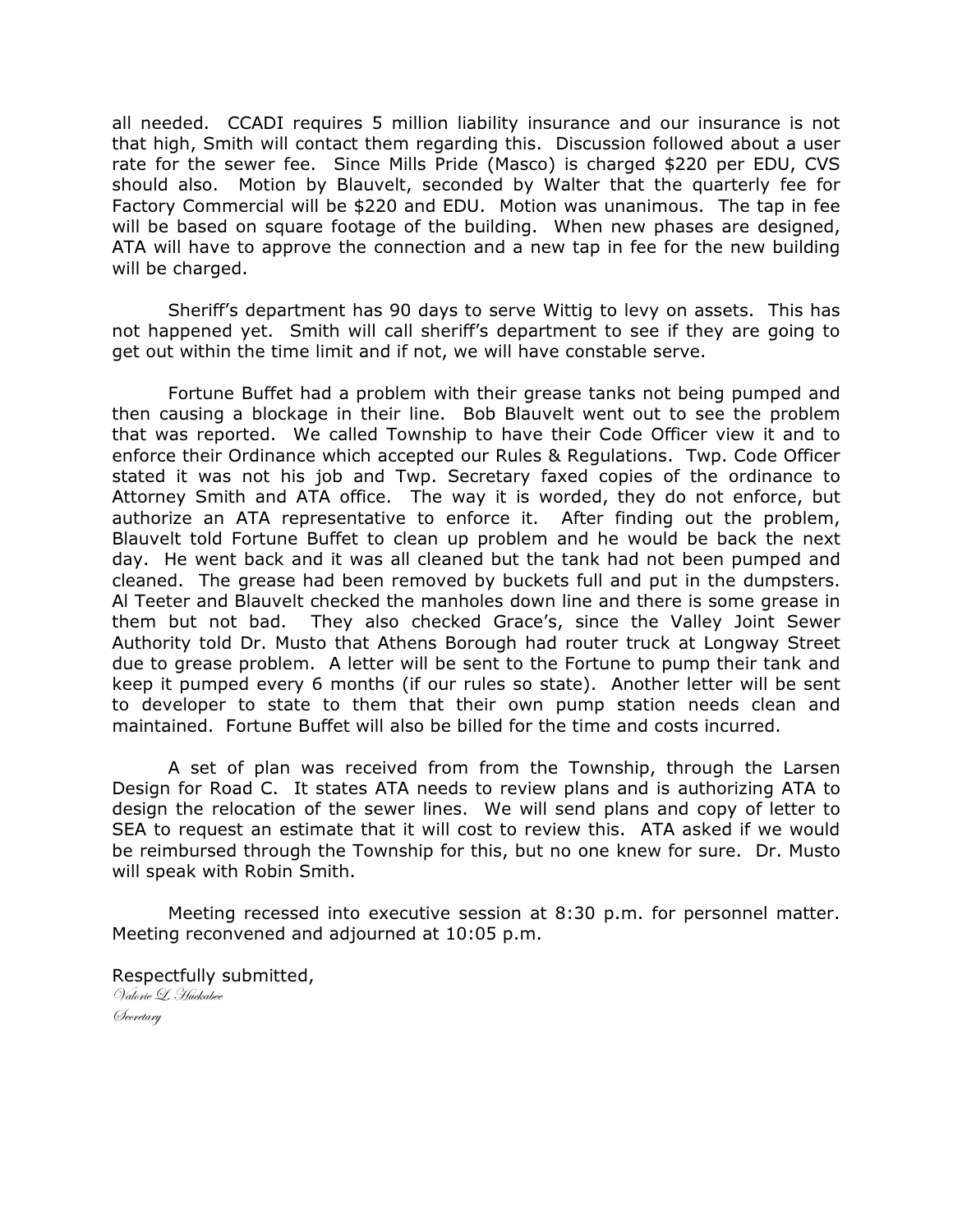all needed. CCADI requires 5 million liability insurance and our insurance is not that high, Smith will contact them regarding this. Discussion followed about a user rate for the sewer fee. Since Mills Pride (Masco) is charged $220 per EDU, CVS should also. Motion by Blauvelt, seconded by Walter that the quarterly fee for Factory Commercial will be $220 and EDU. Motion was unanimous. The tap in fee will be based on square footage of the building. When new phases are designed, ATA will have to approve the connection and a new tap in fee for the new building will be charged.

Sheriff's department has 90 days to serve Wittig to levy on assets. This has not happened yet. Smith will call sheriff's department to see if they are going to get out within the time limit and if not, we will have constable serve.

Fortune Buffet had a problem with their grease tanks not being pumped and then causing a blockage in their line. Bob Blauvelt went out to see the problem that was reported. We called Township to have their Code Officer view it and to enforce their Ordinance which accepted our Rules & Regulations. Twp. Code Officer stated it was not his job and Twp. Secretary faxed copies of the ordinance to Attorney Smith and ATA office. The way it is worded, they do not enforce, but authorize an ATA representative to enforce it. After finding out the problem, Blauvelt told Fortune Buffet to clean up problem and he would be back the next day. He went back and it was all cleaned but the tank had not been pumped and cleaned. The grease had been removed by buckets full and put in the dumpsters. Al Teeter and Blauvelt checked the manholes down line and there is some grease in them but not bad. They also checked Grace's, since the Valley Joint Sewer Authority told Dr. Musto that Athens Borough had router truck at Longway Street due to grease problem. A letter will be sent to the Fortune to pump their tank and keep it pumped every 6 months (if our rules so state). Another letter will be sent to developer to state to them that their own pump station needs clean and maintained. Fortune Buffet will also be billed for the time and costs incurred.

A set of plan was received from from the Township, through the Larsen Design for Road C. It states ATA needs to review plans and is authorizing ATA to design the relocation of the sewer lines. We will send plans and copy of letter to SEA to request an estimate that it will cost to review this. ATA asked if we would be reimbursed through the Township for this, but no one knew for sure. Dr. Musto will speak with Robin Smith.

Meeting recessed into executive session at 8:30 p.m. for personnel matter. Meeting reconvened and adjourned at 10:05 p.m.

Respectfully submitted,

*Valorie L. Huckabee*

*Secretary*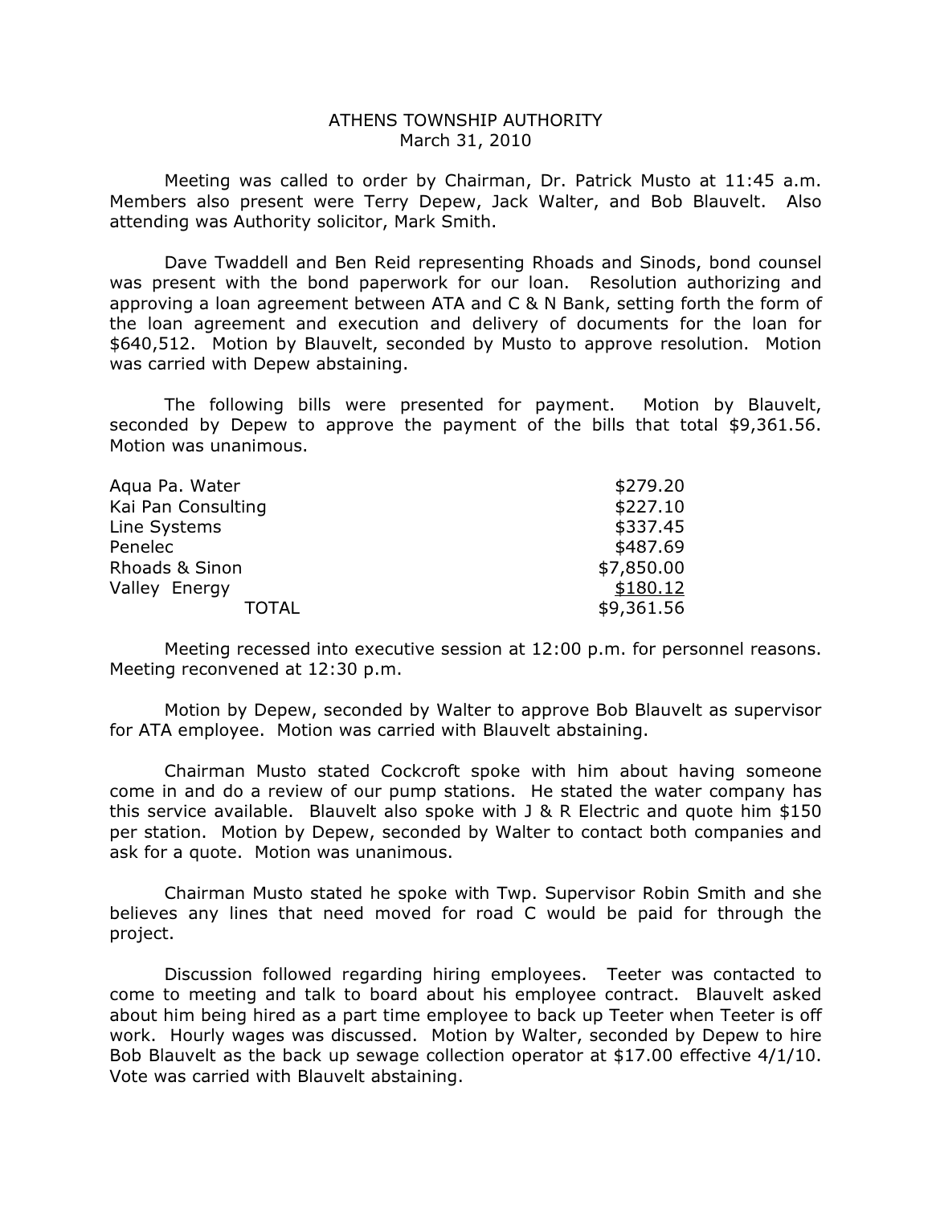# ATHENS TOWNSHIP AUTHORITY
March 31, 2010

Meeting was called to order by Chairman, Dr. Patrick Musto at 11:45 a.m. Members also present were Terry Depew, Jack Walter, and Bob Blauvelt. Also attending was Authority solicitor, Mark Smith.

Dave Twaddell and Ben Reid representing Rhoads and Sinods, bond counsel was present with the bond paperwork for our loan. Resolution authorizing and approving a loan agreement between ATA and C & N Bank, setting forth the form of the loan agreement and execution and delivery of documents for the loan for $640,512. Motion by Blauvelt, seconded by Musto to approve resolution. Motion was carried with Depew abstaining.

The following bills were presented for payment. Motion by Blauvelt, seconded by Depew to approve the payment of the bills that total $9,361.56. Motion was unanimous.

| | |
|---|---|
| Aqua Pa. Water | $279.20 |
| Kai Pan Consulting | $227.10 |
| Line Systems | $337.45 |
| Penelec | $487.69 |
| Rhoads & Sinon | $7,850.00 |
| Valley Energy | $180.12 |
| TOTAL | $9,361.56 |

Meeting recessed into executive session at 12:00 p.m. for personnel reasons. Meeting reconvened at 12:30 p.m.

Motion by Depew, seconded by Walter to approve Bob Blauvelt as supervisor for ATA employee. Motion was carried with Blauvelt abstaining.

Chairman Musto stated Cockcroft spoke with him about having someone come in and do a review of our pump stations. He stated the water company has this service available. Blauvelt also spoke with J & R Electric and quote him $150 per station. Motion by Depew, seconded by Walter to contact both companies and ask for a quote. Motion was unanimous.

Chairman Musto stated he spoke with Twp. Supervisor Robin Smith and she believes any lines that need moved for road C would be paid for through the project.

Discussion followed regarding hiring employees. Teeter was contacted to come to meeting and talk to board about his employee contract. Blauvelt asked about him being hired as a part time employee to back up Teeter when Teeter is off work. Hourly wages was discussed. Motion by Walter, seconded by Depew to hire Bob Blauvelt as the back up sewage collection operator at $17.00 effective 4/1/10. Vote was carried with Blauvelt abstaining.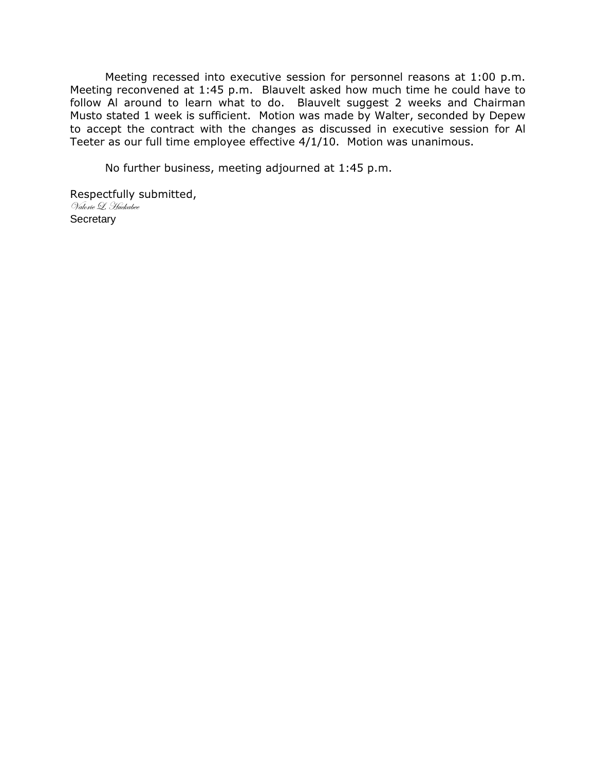Meeting recessed into executive session for personnel reasons at 1:00 p.m. Meeting reconvened at 1:45 p.m. Blauvelt asked how much time he could have to follow Al around to learn what to do. Blauvelt suggest 2 weeks and Chairman Musto stated 1 week is sufficient. Motion was made by Walter, seconded by Depew to accept the contract with the changes as discussed in executive session for Al Teeter as our full time employee effective 4/1/10. Motion was unanimous.

No further business, meeting adjourned at 1:45 p.m.

Respectfully submitted,
*Valorie L. Huckabee*
Secretary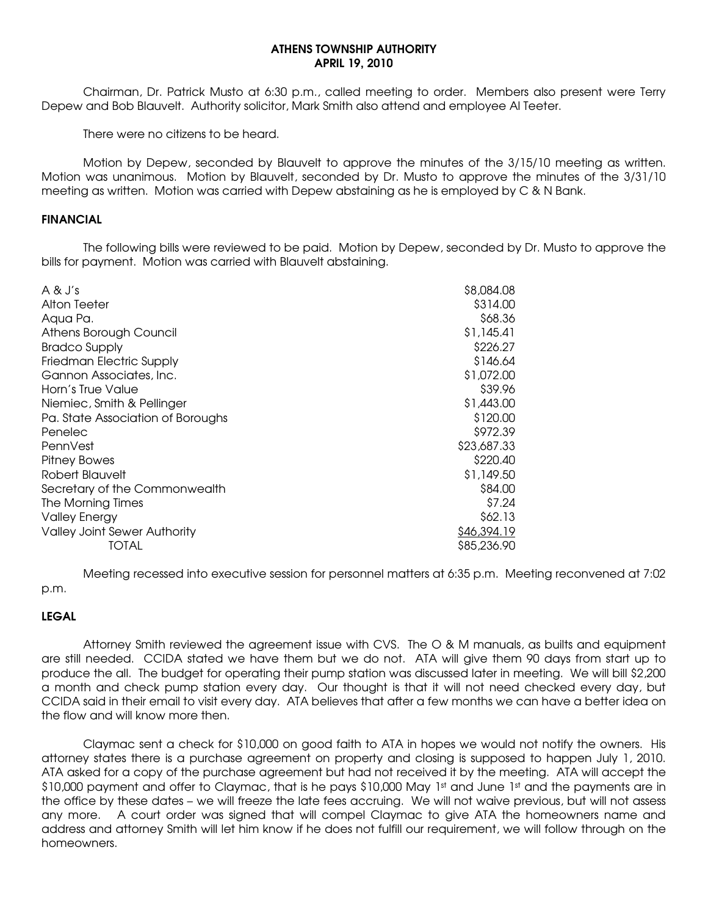# ATHENS TOWNSHIP AUTHORITY
## APRIL 19, 2010

Chairman, Dr. Patrick Musto at 6:30 p.m., called meeting to order. Members also present were Terry Depew and Bob Blauvelt. Authority solicitor, Mark Smith also attend and employee Al Teeter.

There were no citizens to be heard.

Motion by Depew, seconded by Blauvelt to approve the minutes of the 3/15/10 meeting as written. Motion was unanimous. Motion by Blauvelt, seconded by Dr. Musto to approve the minutes of the 3/31/10 meeting as written. Motion was carried with Depew abstaining as he is employed by C & N Bank.

**FINANCIAL**

The following bills were reviewed to be paid. Motion by Depew, seconded by Dr. Musto to approve the bills for payment. Motion was carried with Blauvelt abstaining.

| | |
|---|---|
| A & J's | $8,084.08 |
| Alton Teeter | $314.00 |
| Aqua Pa. | $68.36 |
| Athens Borough Council | $1,145.41 |
| Bradco Supply | $226.27 |
| Friedman Electric Supply | $146.64 |
| Gannon Associates, Inc. | $1,072.00 |
| Horn's True Value | $39.96 |
| Niemiec, Smith & Pellinger | $1,443.00 |
| Pa. State Association of Boroughs | $120.00 |
| Penelec | $972.39 |
| PennVest | $23,687.33 |
| Pitney Bowes | $220.40 |
| Robert Blauvelt | $1,149.50 |
| Secretary of the Commonwealth | $84.00 |
| The Morning Times | $7.24 |
| Valley Energy | $62.13 |
| Valley Joint Sewer Authority | $46,394.19 |
| TOTAL | $85,236.90 |

Meeting recessed into executive session for personnel matters at 6:35 p.m. Meeting reconvened at 7:02 p.m.

**LEGAL**

Attorney Smith reviewed the agreement issue with CVS. The O & M manuals, as builts and equipment are still needed. CCIDA stated we have them but we do not. ATA will give them 90 days from start up to produce the all. The budget for operating their pump station was discussed later in meeting. We will bill $2,200 a month and check pump station every day. Our thought is that it will not need checked every day, but CCIDA said in their email to visit every day. ATA believes that after a few months we can have a better idea on the flow and will know more then.

Claymac sent a check for $10,000 on good faith to ATA in hopes we would not notify the owners. His attorney states there is a purchase agreement on property and closing is supposed to happen July 1, 2010. ATA asked for a copy of the purchase agreement but had not received it by the meeting. ATA will accept the $10,000 payment and offer to Claymac, that is he pays $10,000 May 1st and June 1st and the payments are in the office by these dates – we will freeze the late fees accruing. We will not waive previous, but will not assess any more. A court order was signed that will compel Claymac to give ATA the homeowners name and address and attorney Smith will let him know if he does not fulfill our requirement, we will follow through on the homeowners.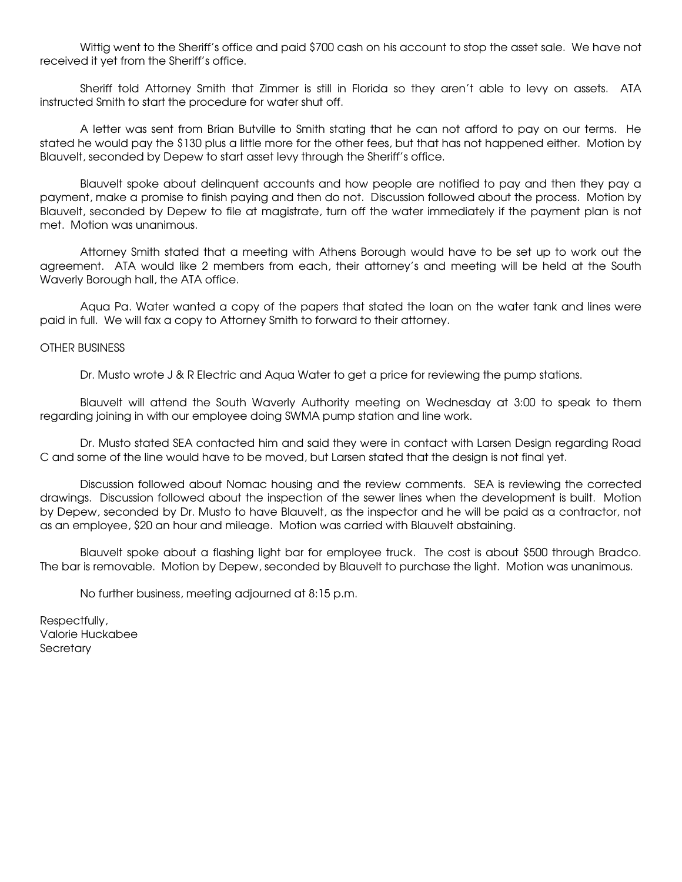Wittig went to the Sheriff's office and paid $700 cash on his account to stop the asset sale. We have not received it yet from the Sheriff's office.

Sheriff told Attorney Smith that Zimmer is still in Florida so they aren't able to levy on assets. ATA instructed Smith to start the procedure for water shut off.

A letter was sent from Brian Butville to Smith stating that he can not afford to pay on our terms. He stated he would pay the $130 plus a little more for the other fees, but that has not happened either. Motion by Blauvelt, seconded by Depew to start asset levy through the Sheriff's office.

Blauvelt spoke about delinquent accounts and how people are notified to pay and then they pay a payment, make a promise to finish paying and then do not. Discussion followed about the process. Motion by Blauvelt, seconded by Depew to file at magistrate, turn off the water immediately if the payment plan is not met. Motion was unanimous.

Attorney Smith stated that a meeting with Athens Borough would have to be set up to work out the agreement. ATA would like 2 members from each, their attorney's and meeting will be held at the South Waverly Borough hall, the ATA office.

Aqua Pa. Water wanted a copy of the papers that stated the loan on the water tank and lines were paid in full. We will fax a copy to Attorney Smith to forward to their attorney.

OTHER BUSINESS

Dr. Musto wrote J & R Electric and Aqua Water to get a price for reviewing the pump stations.

Blauvelt will attend the South Waverly Authority meeting on Wednesday at 3:00 to speak to them regarding joining in with our employee doing SWMA pump station and line work.

Dr. Musto stated SEA contacted him and said they were in contact with Larsen Design regarding Road C and some of the line would have to be moved, but Larsen stated that the design is not final yet.

Discussion followed about Nomac housing and the review comments. SEA is reviewing the corrected drawings. Discussion followed about the inspection of the sewer lines when the development is built. Motion by Depew, seconded by Dr. Musto to have Blauvelt, as the inspector and he will be paid as a contractor, not as an employee, $20 an hour and mileage. Motion was carried with Blauvelt abstaining.

Blauvelt spoke about a flashing light bar for employee truck. The cost is about $500 through Bradco. The bar is removable. Motion by Depew, seconded by Blauvelt to purchase the light. Motion was unanimous.

No further business, meeting adjourned at 8:15 p.m.

Respectfully,
Valorie Huckabee
Secretary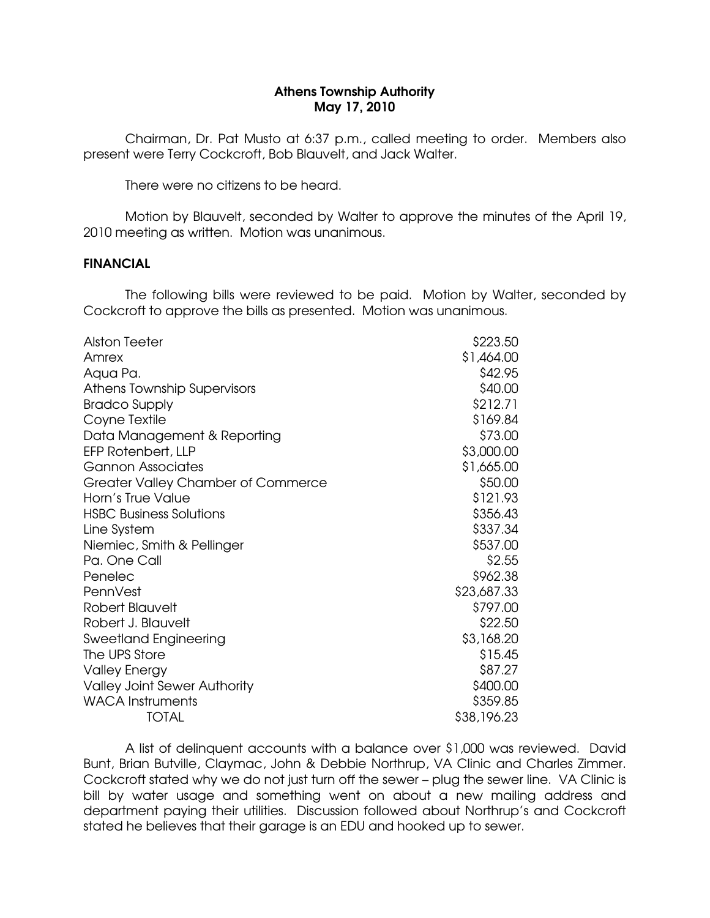**Athens Township Authority**
**May 17, 2010**

Chairman, Dr. Pat Musto at 6:37 p.m., called meeting to order. Members also present were Terry Cockcroft, Bob Blauvelt, and Jack Walter.

There were no citizens to be heard.

Motion by Blauvelt, seconded by Walter to approve the minutes of the April 19, 2010 meeting as written. Motion was unanimous.

**FINANCIAL**

The following bills were reviewed to be paid. Motion by Walter, seconded by Cockcroft to approve the bills as presented. Motion was unanimous.

| | |
|---|---|
| Alston Teeter | $223.50 |
| Amrex | $1,464.00 |
| Aqua Pa. | $42.95 |
| Athens Township Supervisors | $40.00 |
| Bradco Supply | $212.71 |
| Coyne Textile | $169.84 |
| Data Management & Reporting | $73.00 |
| EFP Rotenbert, LLP | $3,000.00 |
| Gannon Associates | $1,665.00 |
| Greater Valley Chamber of Commerce | $50.00 |
| Horn's True Value | $121.93 |
| HSBC Business Solutions | $356.43 |
| Line System | $337.34 |
| Niemiec, Smith & Pellinger | $537.00 |
| Pa. One Call | $2.55 |
| Penelec | $962.38 |
| PennVest | $23,687.33 |
| Robert Blauvelt | $797.00 |
| Robert J. Blauvelt | $22.50 |
| Sweetland Engineering | $3,168.20 |
| The UPS Store | $15.45 |
| Valley Energy | $87.27 |
| Valley Joint Sewer Authority | $400.00 |
| WACA Instruments | $359.85 |
| TOTAL | $38,196.23 |

A list of delinquent accounts with a balance over $1,000 was reviewed. David Bunt, Brian Butville, Claymac, John & Debbie Northrup, VA Clinic and Charles Zimmer. Cockcroft stated why we do not just turn off the sewer – plug the sewer line. VA Clinic is bill by water usage and something went on about a new mailing address and department paying their utilities. Discussion followed about Northrup's and Cockcroft stated he believes that their garage is an EDU and hooked up to sewer.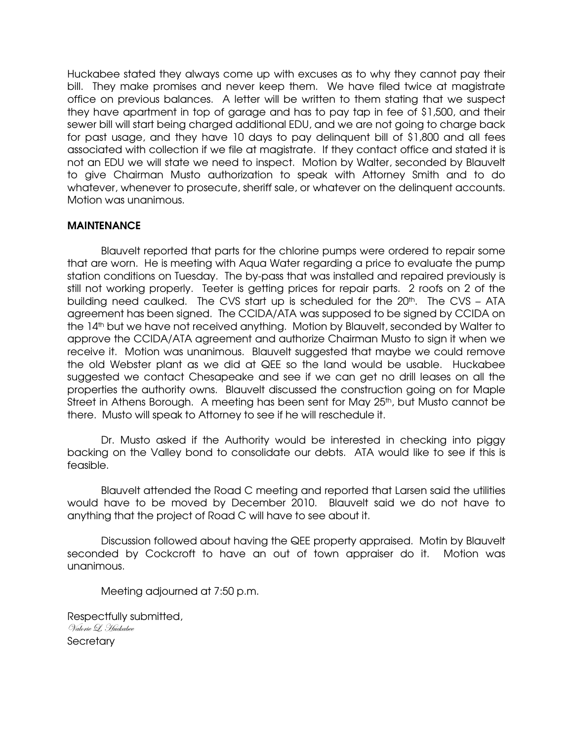Huckabee stated they always come up with excuses as to why they cannot pay their bill. They make promises and never keep them. We have filed twice at magistrate office on previous balances. A letter will be written to them stating that we suspect they have apartment in top of garage and has to pay tap in fee of $1,500, and their sewer bill will start being charged additional EDU, and we are not going to charge back for past usage, and they have 10 days to pay delinquent bill of $1,800 and all fees associated with collection if we file at magistrate. If they contact office and stated it is not an EDU we will state we need to inspect. Motion by Walter, seconded by Blauvelt to give Chairman Musto authorization to speak with Attorney Smith and to do whatever, whenever to prosecute, sheriff sale, or whatever on the delinquent accounts. Motion was unanimous.

**MAINTENANCE**

Blauvelt reported that parts for the chlorine pumps were ordered to repair some that are worn. He is meeting with Aqua Water regarding a price to evaluate the pump station conditions on Tuesday. The by-pass that was installed and repaired previously is still not working properly. Teeter is getting prices for repair parts. 2 roofs on 2 of the building need caulked. The CVS start up is scheduled for the 20th. The CVS – ATA agreement has been signed. The CCIDA/ATA was supposed to be signed by CCIDA on the 14th but we have not received anything. Motion by Blauvelt, seconded by Walter to approve the CCIDA/ATA agreement and authorize Chairman Musto to sign it when we receive it. Motion was unanimous. Blauvelt suggested that maybe we could remove the old Webster plant as we did at QEE so the land would be usable. Huckabee suggested we contact Chesapeake and see if we can get no drill leases on all the properties the authority owns. Blauvelt discussed the construction going on for Maple Street in Athens Borough. A meeting has been sent for May 25th, but Musto cannot be there. Musto will speak to Attorney to see if he will reschedule it.

Dr. Musto asked if the Authority would be interested in checking into piggy backing on the Valley bond to consolidate our debts. ATA would like to see if this is feasible.

Blauvelt attended the Road C meeting and reported that Larsen said the utilities would have to be moved by December 2010. Blauvelt said we do not have to anything that the project of Road C will have to see about it.

Discussion followed about having the QEE property appraised. Motin by Blauvelt seconded by Cockcroft to have an out of town appraiser do it. Motion was unanimous.

Meeting adjourned at 7:50 p.m.

Respectfully submitted,
*Valorie L. Huckabee*
Secretary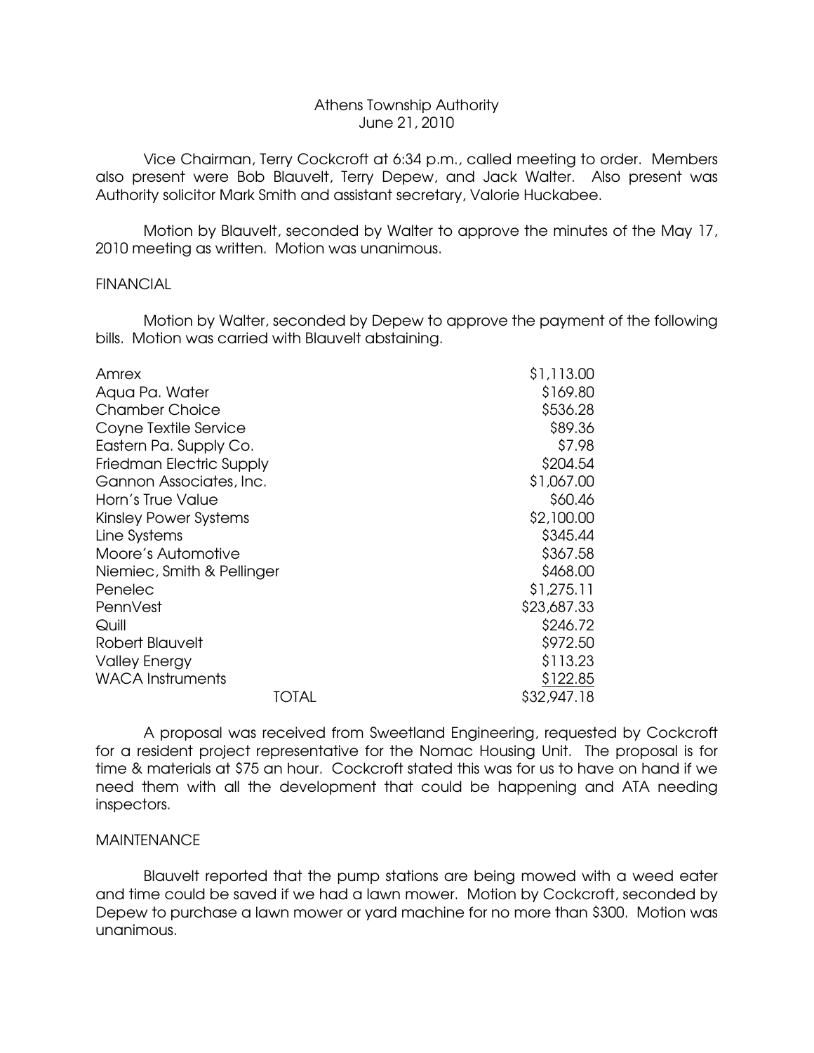Athens Township Authority
June 21, 2010

Vice Chairman, Terry Cockcroft at 6:34 p.m., called meeting to order. Members also present were Bob Blauvelt, Terry Depew, and Jack Walter. Also present was Authority solicitor Mark Smith and assistant secretary, Valorie Huckabee.

Motion by Blauvelt, seconded by Walter to approve the minutes of the May 17, 2010 meeting as written. Motion was unanimous.

FINANCIAL

Motion by Walter, seconded by Depew to approve the payment of the following bills. Motion was carried with Blauvelt abstaining.

| | |
|---|---|
| Amrex | $1,113.00 |
| Aqua Pa. Water | $169.80 |
| Chamber Choice | $536.28 |
| Coyne Textile Service | $89.36 |
| Eastern Pa. Supply Co. | $7.98 |
| Friedman Electric Supply | $204.54 |
| Gannon Associates, Inc. | $1,067.00 |
| Horn's True Value | $60.46 |
| Kinsley Power Systems | $2,100.00 |
| Line Systems | $345.44 |
| Moore's Automotive | $367.58 |
| Niemiec, Smith & Pellinger | $468.00 |
| Penelec | $1,275.11 |
| PennVest | $23,687.33 |
| Quill | $246.72 |
| Robert Blauvelt | $972.50 |
| Valley Energy | $113.23 |
| WACA Instruments | $122.85 |
| TOTAL | $32,947.18 |

A proposal was received from Sweetland Engineering, requested by Cockcroft for a resident project representative for the Nomac Housing Unit. The proposal is for time & materials at $75 an hour. Cockcroft stated this was for us to have on hand if we need them with all the development that could be happening and ATA needing inspectors.

MAINTENANCE

Blauvelt reported that the pump stations are being mowed with a weed eater and time could be saved if we had a lawn mower. Motion by Cockcroft, seconded by Depew to purchase a lawn mower or yard machine for no more than $300. Motion was unanimous.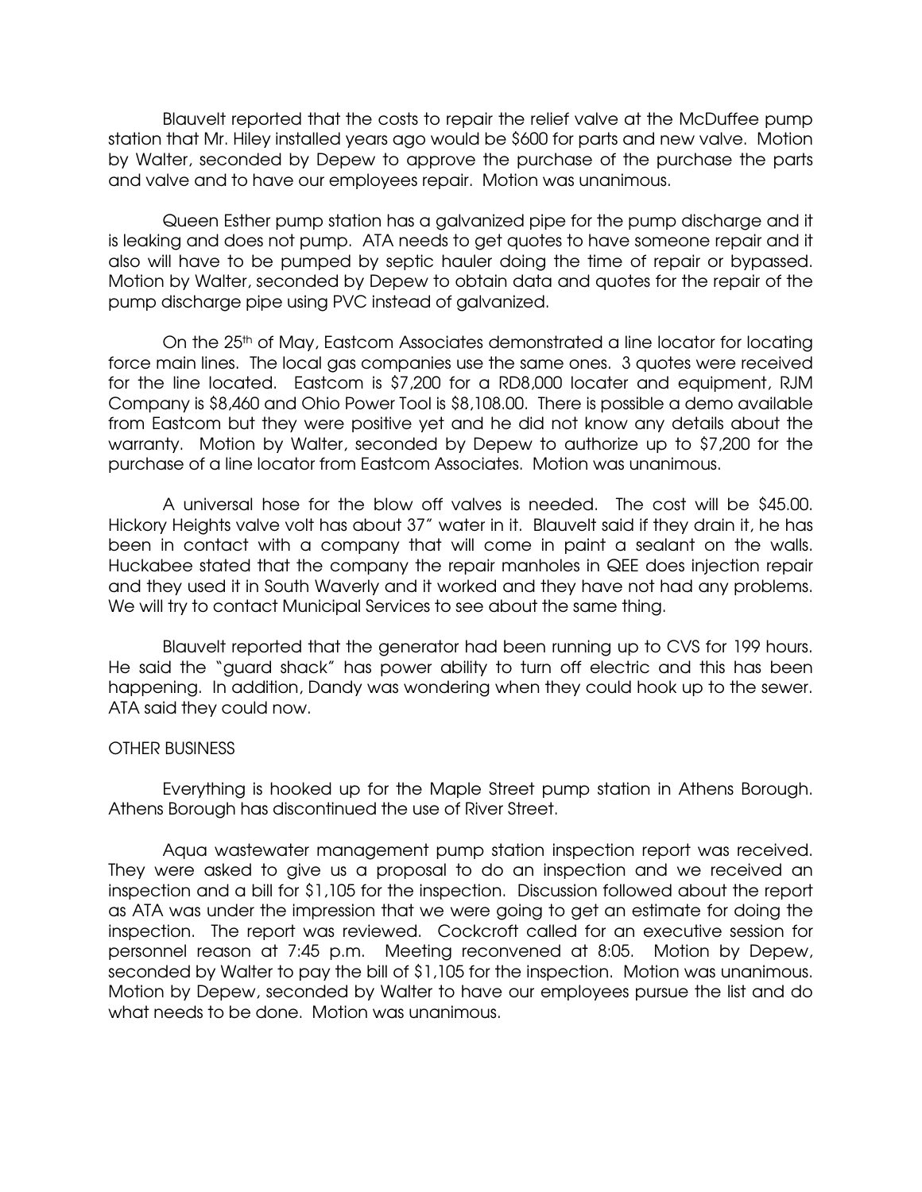Blauvelt reported that the costs to repair the relief valve at the McDuffee pump station that Mr. Hiley installed years ago would be $600 for parts and new valve. Motion by Walter, seconded by Depew to approve the purchase of the purchase the parts and valve and to have our employees repair. Motion was unanimous.

Queen Esther pump station has a galvanized pipe for the pump discharge and it is leaking and does not pump. ATA needs to get quotes to have someone repair and it also will have to be pumped by septic hauler doing the time of repair or bypassed. Motion by Walter, seconded by Depew to obtain data and quotes for the repair of the pump discharge pipe using PVC instead of galvanized.

On the 25th of May, Eastcom Associates demonstrated a line locator for locating force main lines. The local gas companies use the same ones. 3 quotes were received for the line located. Eastcom is $7,200 for a RD8,000 locater and equipment, RJM Company is $8,460 and Ohio Power Tool is $8,108.00. There is possible a demo available from Eastcom but they were positive yet and he did not know any details about the warranty. Motion by Walter, seconded by Depew to authorize up to $7,200 for the purchase of a line locator from Eastcom Associates. Motion was unanimous.

A universal hose for the blow off valves is needed. The cost will be $45.00. Hickory Heights valve volt has about 37" water in it. Blauvelt said if they drain it, he has been in contact with a company that will come in paint a sealant on the walls. Huckabee stated that the company the repair manholes in QEE does injection repair and they used it in South Waverly and it worked and they have not had any problems. We will try to contact Municipal Services to see about the same thing.

Blauvelt reported that the generator had been running up to CVS for 199 hours. He said the "guard shack" has power ability to turn off electric and this has been happening. In addition, Dandy was wondering when they could hook up to the sewer. ATA said they could now.

OTHER BUSINESS

Everything is hooked up for the Maple Street pump station in Athens Borough. Athens Borough has discontinued the use of River Street.

Aqua wastewater management pump station inspection report was received. They were asked to give us a proposal to do an inspection and we received an inspection and a bill for $1,105 for the inspection. Discussion followed about the report as ATA was under the impression that we were going to get an estimate for doing the inspection. The report was reviewed. Cockcroft called for an executive session for personnel reason at 7:45 p.m. Meeting reconvened at 8:05. Motion by Depew, seconded by Walter to pay the bill of $1,105 for the inspection. Motion was unanimous. Motion by Depew, seconded by Walter to have our employees pursue the list and do what needs to be done. Motion was unanimous.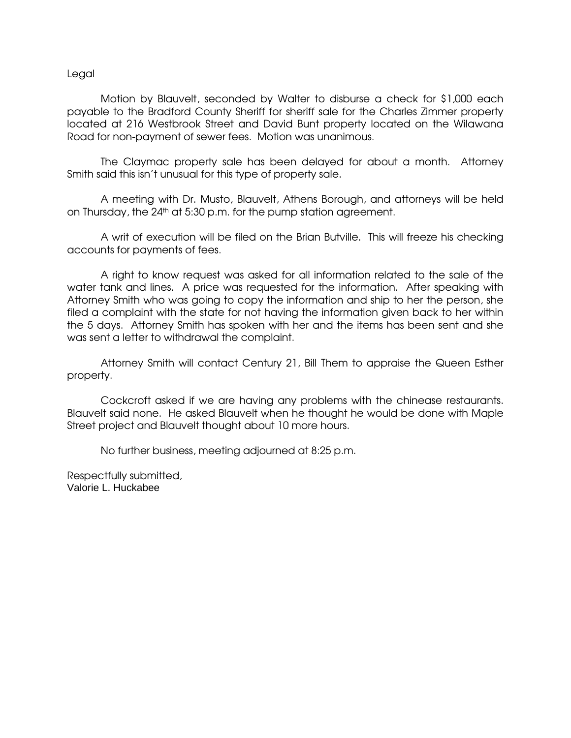Legal

Motion by Blauvelt, seconded by Walter to disburse a check for $1,000 each payable to the Bradford County Sheriff for sheriff sale for the Charles Zimmer property located at 216 Westbrook Street and David Bunt property located on the Wilawana Road for non-payment of sewer fees. Motion was unanimous.

The Claymac property sale has been delayed for about a month. Attorney Smith said this isn't unusual for this type of property sale.

A meeting with Dr. Musto, Blauvelt, Athens Borough, and attorneys will be held on Thursday, the 24th at 5:30 p.m. for the pump station agreement.

A writ of execution will be filed on the Brian Butville. This will freeze his checking accounts for payments of fees.

A right to know request was asked for all information related to the sale of the water tank and lines. A price was requested for the information. After speaking with Attorney Smith who was going to copy the information and ship to her the person, she filed a complaint with the state for not having the information given back to her within the 5 days. Attorney Smith has spoken with her and the items has been sent and she was sent a letter to withdrawal the complaint.

Attorney Smith will contact Century 21, Bill Them to appraise the Queen Esther property.

Cockcroft asked if we are having any problems with the chinease restaurants. Blauvelt said none. He asked Blauvelt when he thought he would be done with Maple Street project and Blauvelt thought about 10 more hours.

No further business, meeting adjourned at 8:25 p.m.

Respectfully submitted,
Valorie L. Huckabee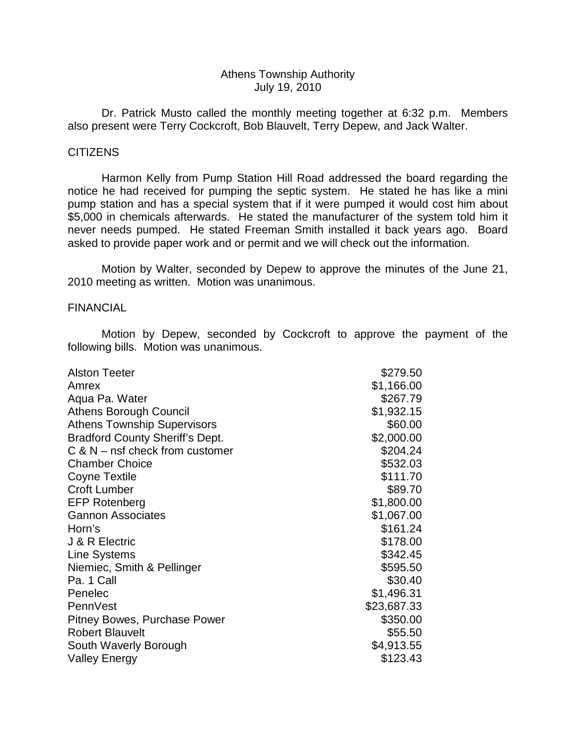Athens Township Authority
July 19, 2010

Dr. Patrick Musto called the monthly meeting together at 6:32 p.m. Members also present were Terry Cockcroft, Bob Blauvelt, Terry Depew, and Jack Walter.

## CITIZENS

Harmon Kelly from Pump Station Hill Road addressed the board regarding the notice he had received for pumping the septic system. He stated he has like a mini pump station and has a special system that if it were pumped it would cost him about $5,000 in chemicals afterwards. He stated the manufacturer of the system told him it never needs pumped. He stated Freeman Smith installed it back years ago. Board asked to provide paper work and or permit and we will check out the information.

Motion by Walter, seconded by Depew to approve the minutes of the June 21, 2010 meeting as written. Motion was unanimous.

## FINANCIAL

Motion by Depew, seconded by Cockcroft to approve the payment of the following bills. Motion was unanimous.

| | |
|---|---|
| Alston Teeter | $279.50 |
| Amrex | $1,166.00 |
| Aqua Pa. Water | $267.79 |
| Athens Borough Council | $1,932.15 |
| Athens Township Supervisors | $60.00 |
| Bradford County Sheriff's Dept. | $2,000.00 |
| C & N – nsf check from customer | $204.24 |
| Chamber Choice | $532.03 |
| Coyne Textile | $111.70 |
| Croft Lumber | $89.70 |
| EFP Rotenberg | $1,800.00 |
| Gannon Associates | $1,067.00 |
| Horn's | $161.24 |
| J & R Electric | $178.00 |
| Line Systems | $342.45 |
| Niemiec, Smith & Pellinger | $595.50 |
| Pa. 1 Call | $30.40 |
| Penelec | $1,496.31 |
| PennVest | $23,687.33 |
| Pitney Bowes, Purchase Power | $350.00 |
| Robert Blauvelt | $55.50 |
| South Waverly Borough | $4,913.55 |
| Valley Energy | $123.43 |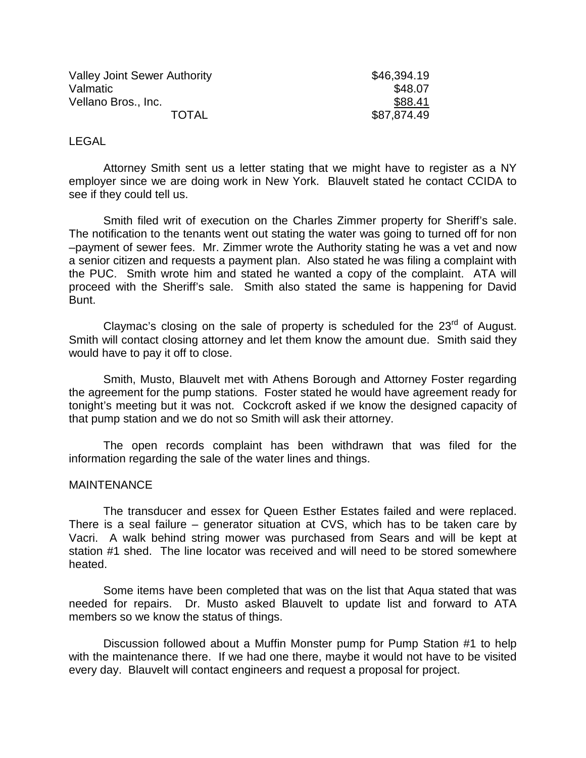| | |
|---|---|
| Valley Joint Sewer Authority | \$46,394.19 |
| Valmatic | \$48.07 |
| Vellano Bros., Inc. | \$88.41 |
| TOTAL | \$87,874.49 |

LEGAL

Attorney Smith sent us a letter stating that we might have to register as a NY employer since we are doing work in New York. Blauvelt stated he contact CCIDA to see if they could tell us.

Smith filed writ of execution on the Charles Zimmer property for Sheriff's sale. The notification to the tenants went out stating the water was going to turned off for non –payment of sewer fees. Mr. Zimmer wrote the Authority stating he was a vet and now a senior citizen and requests a payment plan. Also stated he was filing a complaint with the PUC. Smith wrote him and stated he wanted a copy of the complaint. ATA will proceed with the Sheriff's sale. Smith also stated the same is happening for David Bunt.

Claymac's closing on the sale of property is scheduled for the 23rd of August. Smith will contact closing attorney and let them know the amount due. Smith said they would have to pay it off to close.

Smith, Musto, Blauvelt met with Athens Borough and Attorney Foster regarding the agreement for the pump stations. Foster stated he would have agreement ready for tonight's meeting but it was not. Cockcroft asked if we know the designed capacity of that pump station and we do not so Smith will ask their attorney.

The open records complaint has been withdrawn that was filed for the information regarding the sale of the water lines and things.

MAINTENANCE

The transducer and essex for Queen Esther Estates failed and were replaced. There is a seal failure – generator situation at CVS, which has to be taken care by Vacri. A walk behind string mower was purchased from Sears and will be kept at station #1 shed. The line locator was received and will need to be stored somewhere heated.

Some items have been completed that was on the list that Aqua stated that was needed for repairs. Dr. Musto asked Blauvelt to update list and forward to ATA members so we know the status of things.

Discussion followed about a Muffin Monster pump for Pump Station #1 to help with the maintenance there. If we had one there, maybe it would not have to be visited every day. Blauvelt will contact engineers and request a proposal for project.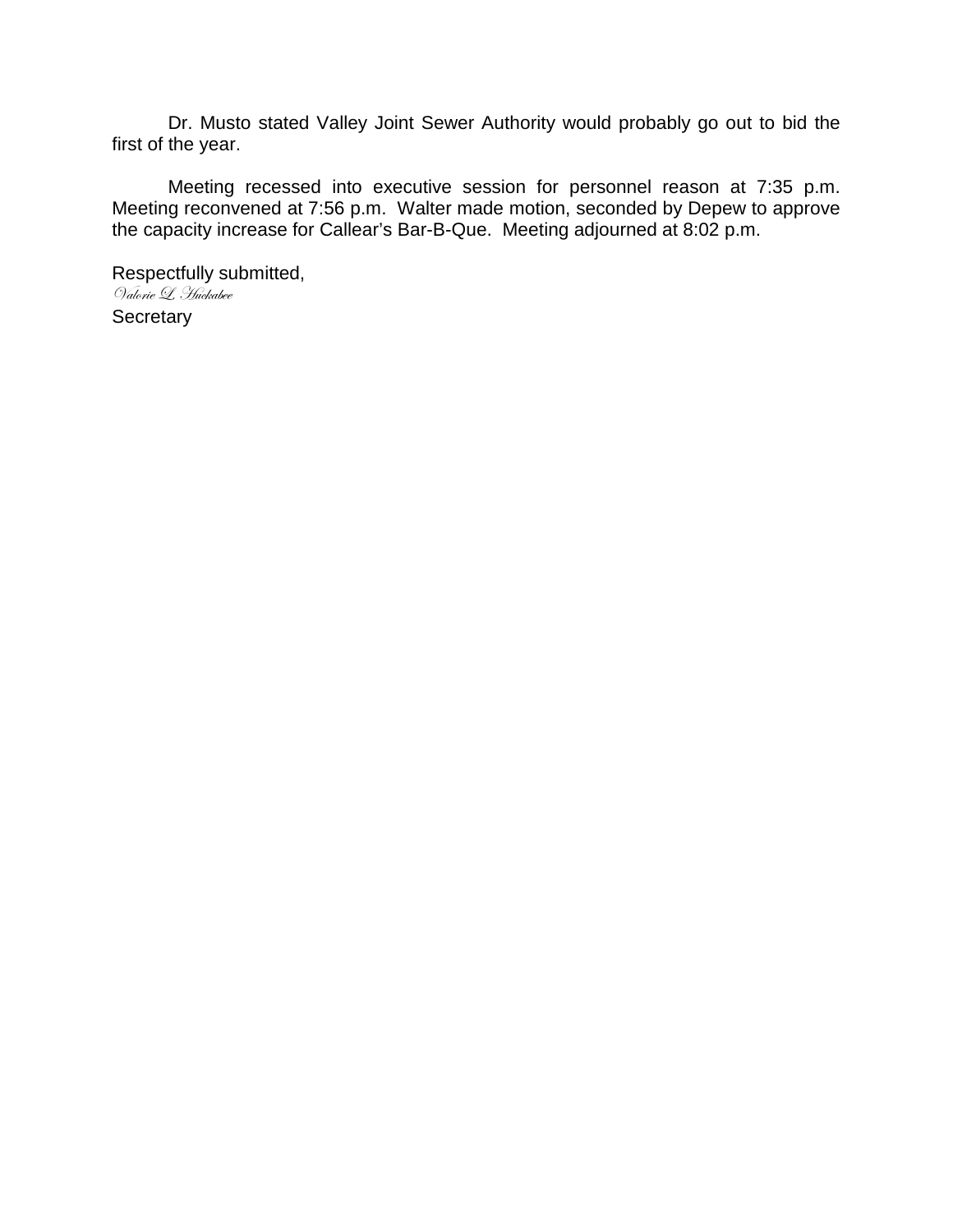Dr. Musto stated Valley Joint Sewer Authority would probably go out to bid the first of the year.

Meeting recessed into executive session for personnel reason at 7:35 p.m. Meeting reconvened at 7:56 p.m. Walter made motion, seconded by Depew to approve the capacity increase for Callear's Bar-B-Que. Meeting adjourned at 8:02 p.m.

Respectfully submitted,
*Valorie L. Huckabee*
Secretary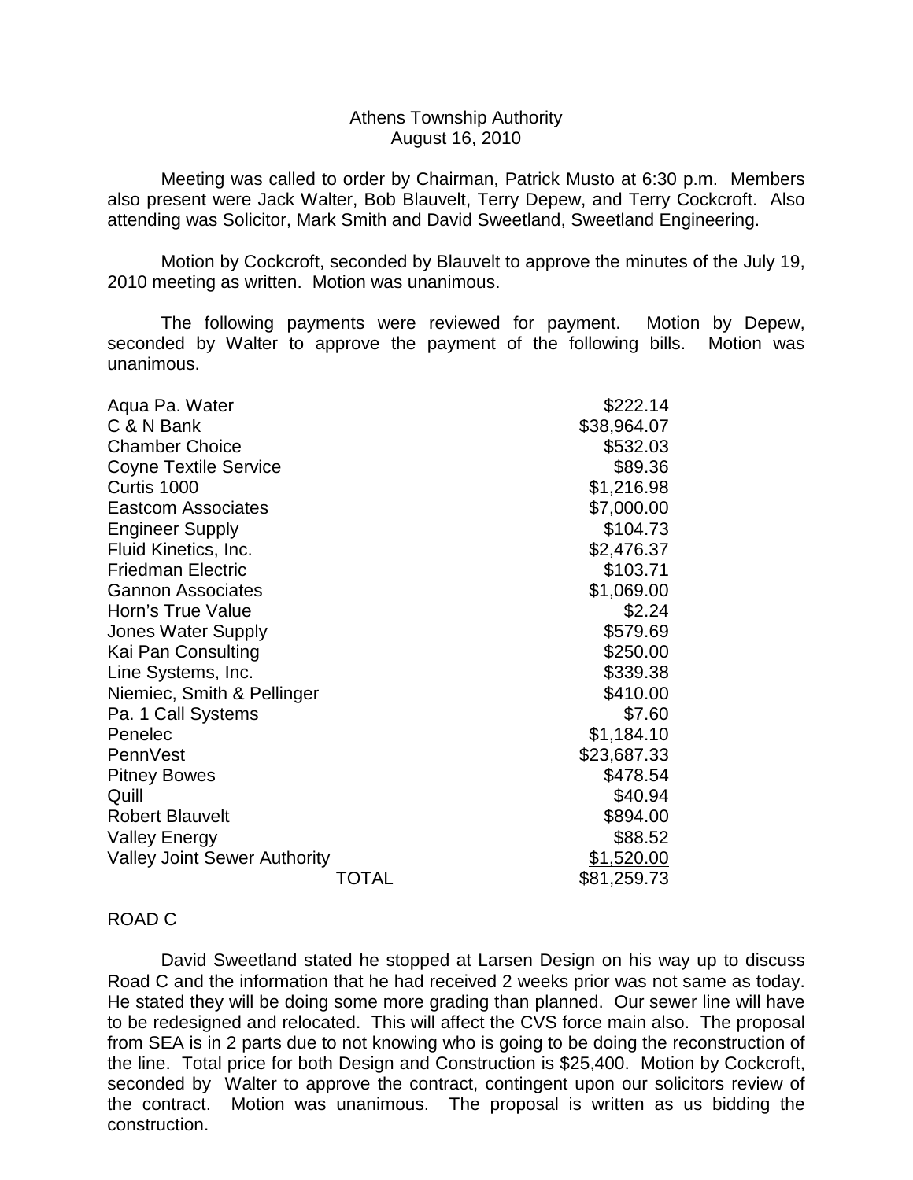Athens Township Authority
August 16, 2010

Meeting was called to order by Chairman, Patrick Musto at 6:30 p.m. Members also present were Jack Walter, Bob Blauvelt, Terry Depew, and Terry Cockcroft. Also attending was Solicitor, Mark Smith and David Sweetland, Sweetland Engineering.

Motion by Cockcroft, seconded by Blauvelt to approve the minutes of the July 19, 2010 meeting as written. Motion was unanimous.

The following payments were reviewed for payment. Motion by Depew, seconded by Walter to approve the payment of the following bills. Motion was unanimous.

| | |
|---|---|
| Aqua Pa. Water | $222.14 |
| C & N Bank | $38,964.07 |
| Chamber Choice | $532.03 |
| Coyne Textile Service | $89.36 |
| Curtis 1000 | $1,216.98 |
| Eastcom Associates | $7,000.00 |
| Engineer Supply | $104.73 |
| Fluid Kinetics, Inc. | $2,476.37 |
| Friedman Electric | $103.71 |
| Gannon Associates | $1,069.00 |
| Horn's True Value | $2.24 |
| Jones Water Supply | $579.69 |
| Kai Pan Consulting | $250.00 |
| Line Systems, Inc. | $339.38 |
| Niemiec, Smith & Pellinger | $410.00 |
| Pa. 1 Call Systems | $7.60 |
| Penelec | $1,184.10 |
| PennVest | $23,687.33 |
| Pitney Bowes | $478.54 |
| Quill | $40.94 |
| Robert Blauvelt | $894.00 |
| Valley Energy | $88.52 |
| Valley Joint Sewer Authority | $1,520.00 |
| TOTAL | $81,259.73 |

ROAD C

David Sweetland stated he stopped at Larsen Design on his way up to discuss Road C and the information that he had received 2 weeks prior was not same as today. He stated they will be doing some more grading than planned. Our sewer line will have to be redesigned and relocated. This will affect the CVS force main also. The proposal from SEA is in 2 parts due to not knowing who is going to be doing the reconstruction of the line. Total price for both Design and Construction is $25,400. Motion by Cockcroft, seconded by Walter to approve the contract, contingent upon our solicitors review of the contract. Motion was unanimous. The proposal is written as us bidding the construction.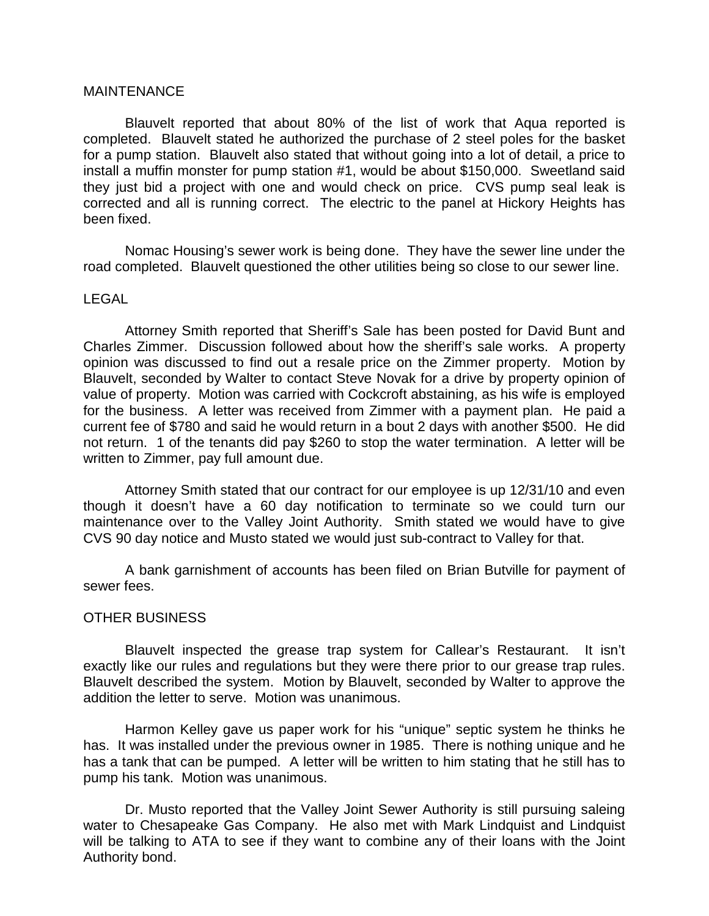MAINTENANCE

Blauvelt reported that about 80% of the list of work that Aqua reported is completed. Blauvelt stated he authorized the purchase of 2 steel poles for the basket for a pump station. Blauvelt also stated that without going into a lot of detail, a price to install a muffin monster for pump station #1, would be about $150,000. Sweetland said they just bid a project with one and would check on price. CVS pump seal leak is corrected and all is running correct. The electric to the panel at Hickory Heights has been fixed.

Nomac Housing's sewer work is being done. They have the sewer line under the road completed. Blauvelt questioned the other utilities being so close to our sewer line.

LEGAL

Attorney Smith reported that Sheriff's Sale has been posted for David Bunt and Charles Zimmer. Discussion followed about how the sheriff's sale works. A property opinion was discussed to find out a resale price on the Zimmer property. Motion by Blauvelt, seconded by Walter to contact Steve Novak for a drive by property opinion of value of property. Motion was carried with Cockcroft abstaining, as his wife is employed for the business. A letter was received from Zimmer with a payment plan. He paid a current fee of $780 and said he would return in a bout 2 days with another $500. He did not return. 1 of the tenants did pay $260 to stop the water termination. A letter will be written to Zimmer, pay full amount due.

Attorney Smith stated that our contract for our employee is up 12/31/10 and even though it doesn't have a 60 day notification to terminate so we could turn our maintenance over to the Valley Joint Authority. Smith stated we would have to give CVS 90 day notice and Musto stated we would just sub-contract to Valley for that.

A bank garnishment of accounts has been filed on Brian Butville for payment of sewer fees.

OTHER BUSINESS

Blauvelt inspected the grease trap system for Callear's Restaurant. It isn't exactly like our rules and regulations but they were there prior to our grease trap rules. Blauvelt described the system. Motion by Blauvelt, seconded by Walter to approve the addition the letter to serve. Motion was unanimous.

Harmon Kelley gave us paper work for his "unique" septic system he thinks he has. It was installed under the previous owner in 1985. There is nothing unique and he has a tank that can be pumped. A letter will be written to him stating that he still has to pump his tank. Motion was unanimous.

Dr. Musto reported that the Valley Joint Sewer Authority is still pursuing saleing water to Chesapeake Gas Company. He also met with Mark Lindquist and Lindquist will be talking to ATA to see if they want to combine any of their loans with the Joint Authority bond.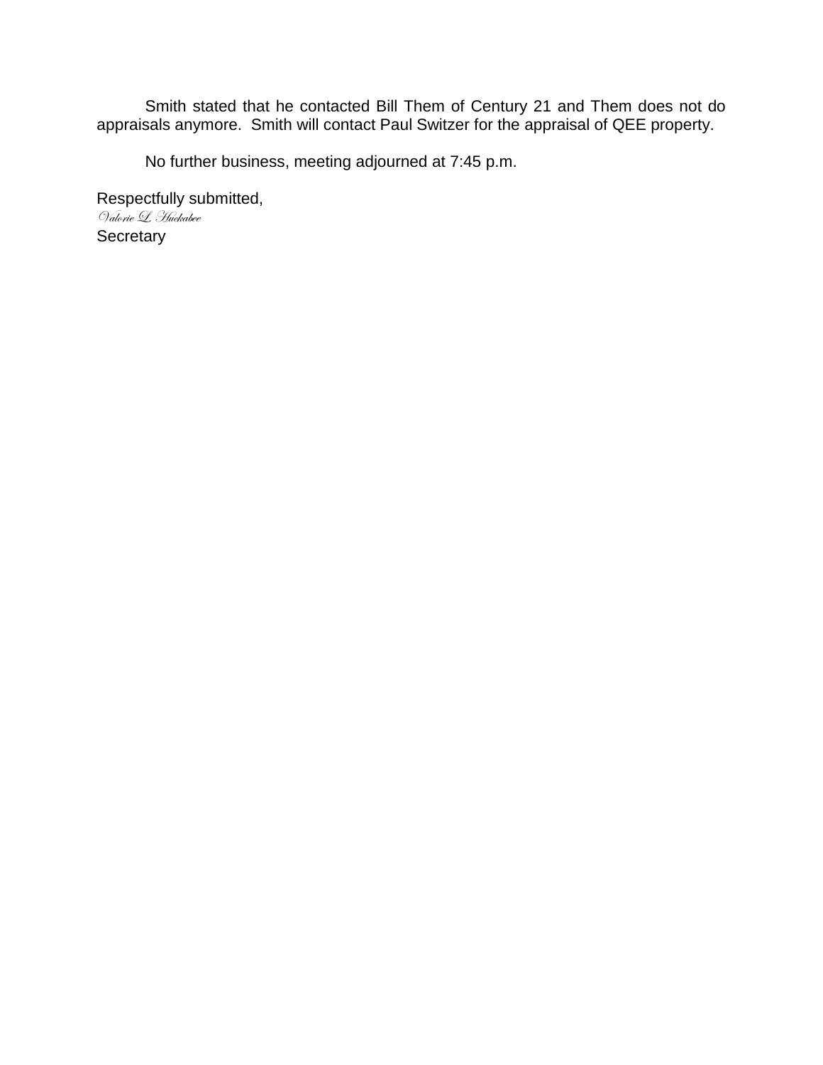Smith stated that he contacted Bill Them of Century 21 and Them does not do appraisals anymore. Smith will contact Paul Switzer for the appraisal of QEE property.

No further business, meeting adjourned at 7:45 p.m.

Respectfully submitted,
*Valorie L. Huckabee*
Secretary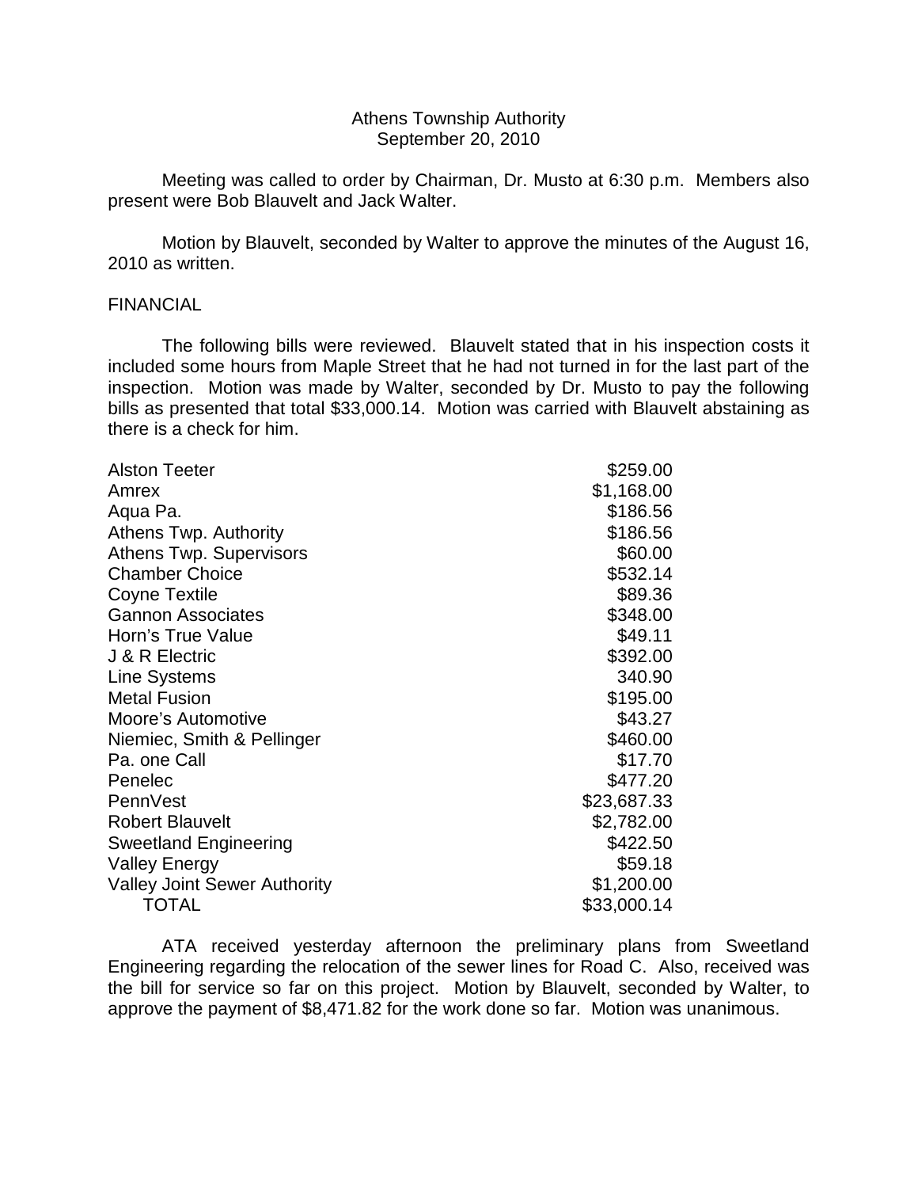Athens Township Authority
September 20, 2010

Meeting was called to order by Chairman, Dr. Musto at 6:30 p.m. Members also present were Bob Blauvelt and Jack Walter.

Motion by Blauvelt, seconded by Walter to approve the minutes of the August 16, 2010 as written.

FINANCIAL

The following bills were reviewed. Blauvelt stated that in his inspection costs it included some hours from Maple Street that he had not turned in for the last part of the inspection. Motion was made by Walter, seconded by Dr. Musto to pay the following bills as presented that total $33,000.14. Motion was carried with Blauvelt abstaining as there is a check for him.

| | |
|---|---|
| Alston Teeter | $259.00 |
| Amrex | $1,168.00 |
| Aqua Pa. | $186.56 |
| Athens Twp. Authority | $186.56 |
| Athens Twp. Supervisors | $60.00 |
| Chamber Choice | $532.14 |
| Coyne Textile | $89.36 |
| Gannon Associates | $348.00 |
| Horn's True Value | $49.11 |
| J & R Electric | $392.00 |
| Line Systems | 340.90 |
| Metal Fusion | $195.00 |
| Moore's Automotive | $43.27 |
| Niemiec, Smith & Pellinger | $460.00 |
| Pa. one Call | $17.70 |
| Penelec | $477.20 |
| PennVest | $23,687.33 |
| Robert Blauvelt | $2,782.00 |
| Sweetland Engineering | $422.50 |
| Valley Energy | $59.18 |
| Valley Joint Sewer Authority | $1,200.00 |
| TOTAL | $33,000.14 |

ATA received yesterday afternoon the preliminary plans from Sweetland Engineering regarding the relocation of the sewer lines for Road C. Also, received was the bill for service so far on this project. Motion by Blauvelt, seconded by Walter, to approve the payment of $8,471.82 for the work done so far. Motion was unanimous.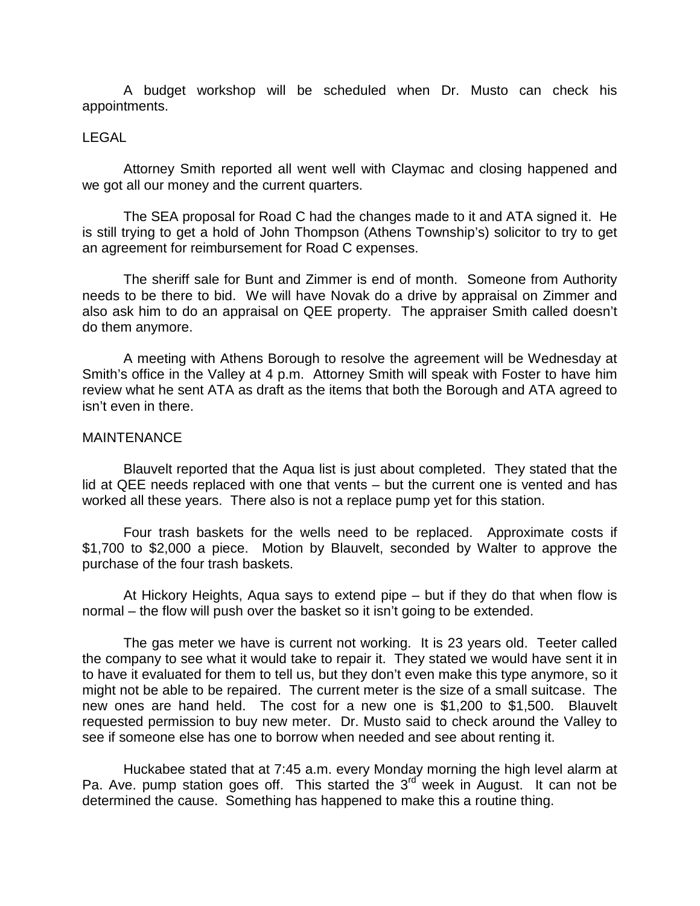A budget workshop will be scheduled when Dr. Musto can check his appointments.

LEGAL

Attorney Smith reported all went well with Claymac and closing happened and we got all our money and the current quarters.

The SEA proposal for Road C had the changes made to it and ATA signed it. He is still trying to get a hold of John Thompson (Athens Township's) solicitor to try to get an agreement for reimbursement for Road C expenses.

The sheriff sale for Bunt and Zimmer is end of month. Someone from Authority needs to be there to bid. We will have Novak do a drive by appraisal on Zimmer and also ask him to do an appraisal on QEE property. The appraiser Smith called doesn't do them anymore.

A meeting with Athens Borough to resolve the agreement will be Wednesday at Smith's office in the Valley at 4 p.m. Attorney Smith will speak with Foster to have him review what he sent ATA as draft as the items that both the Borough and ATA agreed to isn't even in there.

MAINTENANCE

Blauvelt reported that the Aqua list is just about completed. They stated that the lid at QEE needs replaced with one that vents – but the current one is vented and has worked all these years. There also is not a replace pump yet for this station.

Four trash baskets for the wells need to be replaced. Approximate costs if $1,700 to $2,000 a piece. Motion by Blauvelt, seconded by Walter to approve the purchase of the four trash baskets.

At Hickory Heights, Aqua says to extend pipe – but if they do that when flow is normal – the flow will push over the basket so it isn't going to be extended.

The gas meter we have is current not working. It is 23 years old. Teeter called the company to see what it would take to repair it. They stated we would have sent it in to have it evaluated for them to tell us, but they don't even make this type anymore, so it might not be able to be repaired. The current meter is the size of a small suitcase. The new ones are hand held. The cost for a new one is $1,200 to $1,500. Blauvelt requested permission to buy new meter. Dr. Musto said to check around the Valley to see if someone else has one to borrow when needed and see about renting it.

Huckabee stated that at 7:45 a.m. every Monday morning the high level alarm at Pa. Ave. pump station goes off. This started the 3rd week in August. It can not be determined the cause. Something has happened to make this a routine thing.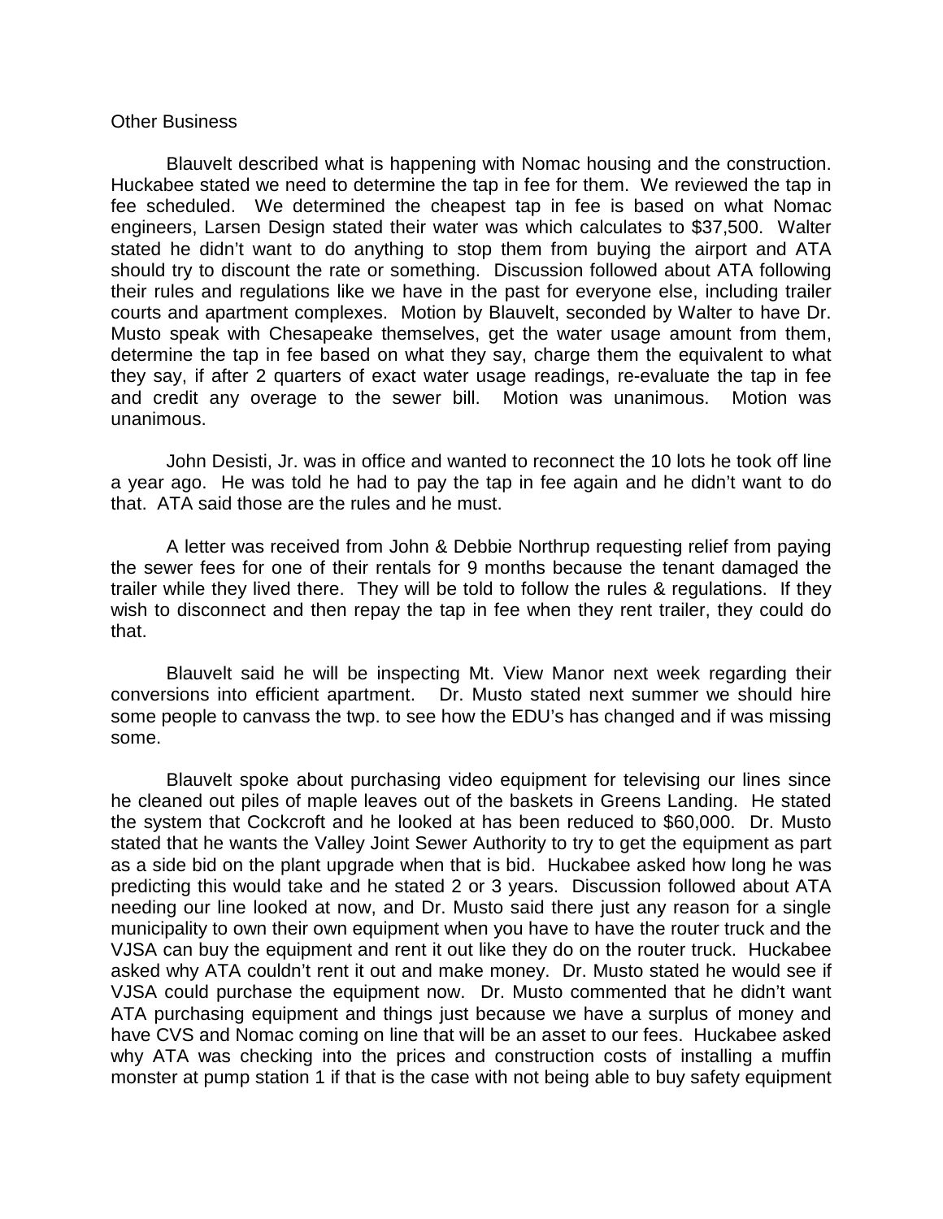Other Business

Blauvelt described what is happening with Nomac housing and the construction. Huckabee stated we need to determine the tap in fee for them. We reviewed the tap in fee scheduled. We determined the cheapest tap in fee is based on what Nomac engineers, Larsen Design stated their water was which calculates to $37,500. Walter stated he didn't want to do anything to stop them from buying the airport and ATA should try to discount the rate or something. Discussion followed about ATA following their rules and regulations like we have in the past for everyone else, including trailer courts and apartment complexes. Motion by Blauvelt, seconded by Walter to have Dr. Musto speak with Chesapeake themselves, get the water usage amount from them, determine the tap in fee based on what they say, charge them the equivalent to what they say, if after 2 quarters of exact water usage readings, re-evaluate the tap in fee and credit any overage to the sewer bill. Motion was unanimous. Motion was unanimous.

John Desisti, Jr. was in office and wanted to reconnect the 10 lots he took off line a year ago. He was told he had to pay the tap in fee again and he didn't want to do that. ATA said those are the rules and he must.

A letter was received from John & Debbie Northrup requesting relief from paying the sewer fees for one of their rentals for 9 months because the tenant damaged the trailer while they lived there. They will be told to follow the rules & regulations. If they wish to disconnect and then repay the tap in fee when they rent trailer, they could do that.

Blauvelt said he will be inspecting Mt. View Manor next week regarding their conversions into efficient apartment. Dr. Musto stated next summer we should hire some people to canvass the twp. to see how the EDU's has changed and if was missing some.

Blauvelt spoke about purchasing video equipment for televising our lines since he cleaned out piles of maple leaves out of the baskets in Greens Landing. He stated the system that Cockcroft and he looked at has been reduced to $60,000. Dr. Musto stated that he wants the Valley Joint Sewer Authority to try to get the equipment as part as a side bid on the plant upgrade when that is bid. Huckabee asked how long he was predicting this would take and he stated 2 or 3 years. Discussion followed about ATA needing our line looked at now, and Dr. Musto said there just any reason for a single municipality to own their own equipment when you have to have the router truck and the VJSA can buy the equipment and rent it out like they do on the router truck. Huckabee asked why ATA couldn't rent it out and make money. Dr. Musto stated he would see if VJSA could purchase the equipment now. Dr. Musto commented that he didn't want ATA purchasing equipment and things just because we have a surplus of money and have CVS and Nomac coming on line that will be an asset to our fees. Huckabee asked why ATA was checking into the prices and construction costs of installing a muffin monster at pump station 1 if that is the case with not being able to buy safety equipment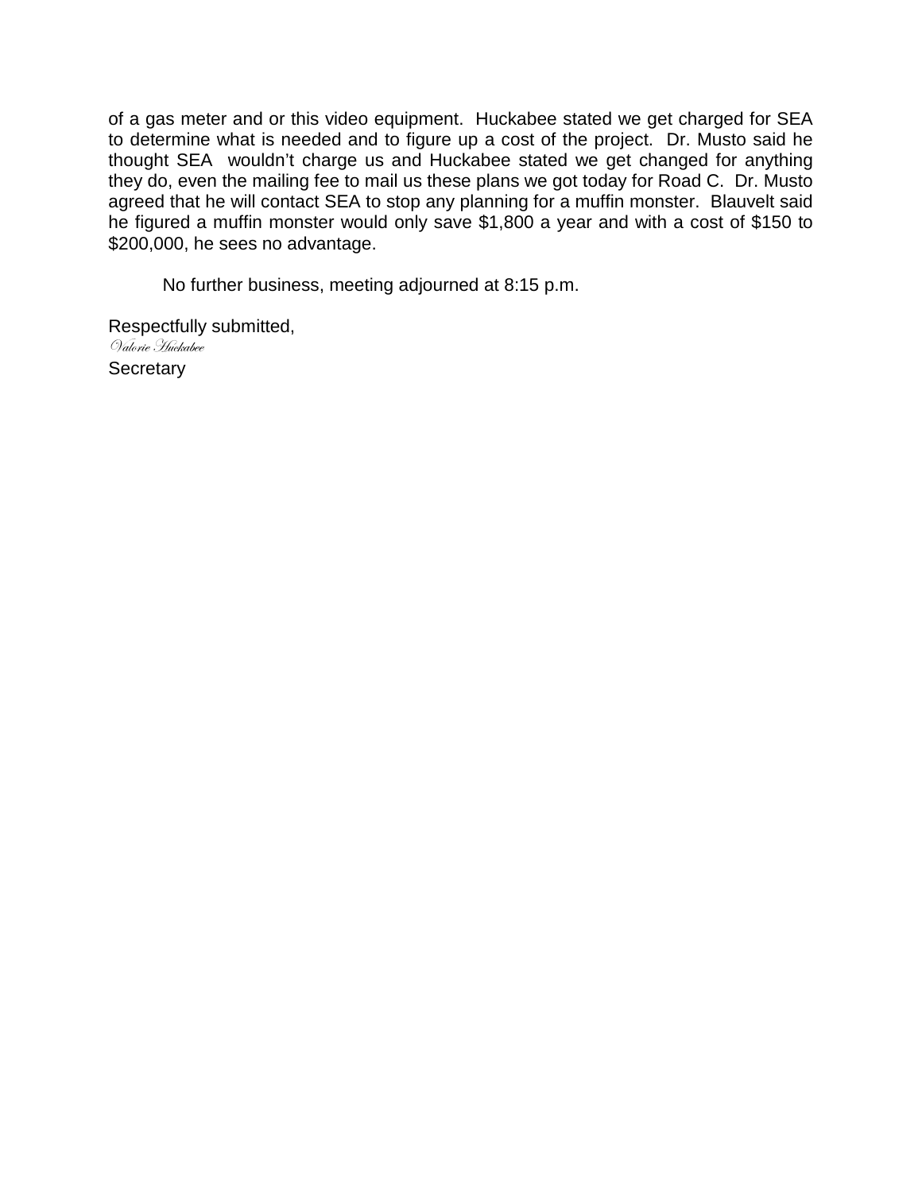of a gas meter and or this video equipment. Huckabee stated we get charged for SEA to determine what is needed and to figure up a cost of the project. Dr. Musto said he thought SEA wouldn't charge us and Huckabee stated we get changed for anything they do, even the mailing fee to mail us these plans we got today for Road C. Dr. Musto agreed that he will contact SEA to stop any planning for a muffin monster. Blauvelt said he figured a muffin monster would only save $1,800 a year and with a cost of $150 to $200,000, he sees no advantage.

No further business, meeting adjourned at 8:15 p.m.

Respectfully submitted,
*Valorie Huckabee*
Secretary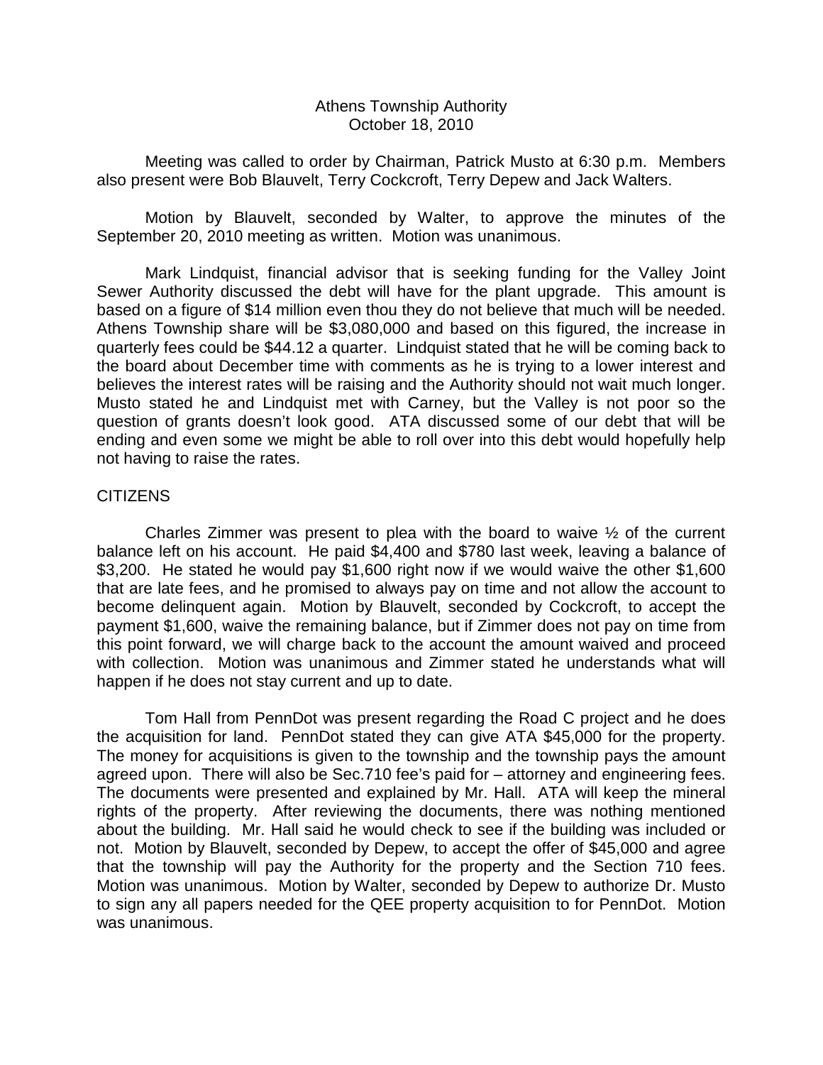Athens Township Authority
October 18, 2010

Meeting was called to order by Chairman, Patrick Musto at 6:30 p.m. Members also present were Bob Blauvelt, Terry Cockcroft, Terry Depew and Jack Walters.

Motion by Blauvelt, seconded by Walter, to approve the minutes of the September 20, 2010 meeting as written. Motion was unanimous.

Mark Lindquist, financial advisor that is seeking funding for the Valley Joint Sewer Authority discussed the debt will have for the plant upgrade. This amount is based on a figure of $14 million even thou they do not believe that much will be needed. Athens Township share will be $3,080,000 and based on this figured, the increase in quarterly fees could be $44.12 a quarter. Lindquist stated that he will be coming back to the board about December time with comments as he is trying to a lower interest and believes the interest rates will be raising and the Authority should not wait much longer. Musto stated he and Lindquist met with Carney, but the Valley is not poor so the question of grants doesn't look good. ATA discussed some of our debt that will be ending and even some we might be able to roll over into this debt would hopefully help not having to raise the rates.

CITIZENS

Charles Zimmer was present to plea with the board to waive ½ of the current balance left on his account. He paid $4,400 and $780 last week, leaving a balance of $3,200. He stated he would pay $1,600 right now if we would waive the other $1,600 that are late fees, and he promised to always pay on time and not allow the account to become delinquent again. Motion by Blauvelt, seconded by Cockcroft, to accept the payment $1,600, waive the remaining balance, but if Zimmer does not pay on time from this point forward, we will charge back to the account the amount waived and proceed with collection. Motion was unanimous and Zimmer stated he understands what will happen if he does not stay current and up to date.

Tom Hall from PennDot was present regarding the Road C project and he does the acquisition for land. PennDot stated they can give ATA $45,000 for the property. The money for acquisitions is given to the township and the township pays the amount agreed upon. There will also be Sec.710 fee's paid for – attorney and engineering fees. The documents were presented and explained by Mr. Hall. ATA will keep the mineral rights of the property. After reviewing the documents, there was nothing mentioned about the building. Mr. Hall said he would check to see if the building was included or not. Motion by Blauvelt, seconded by Depew, to accept the offer of $45,000 and agree that the township will pay the Authority for the property and the Section 710 fees. Motion was unanimous. Motion by Walter, seconded by Depew to authorize Dr. Musto to sign any all papers needed for the QEE property acquisition to for PennDot. Motion was unanimous.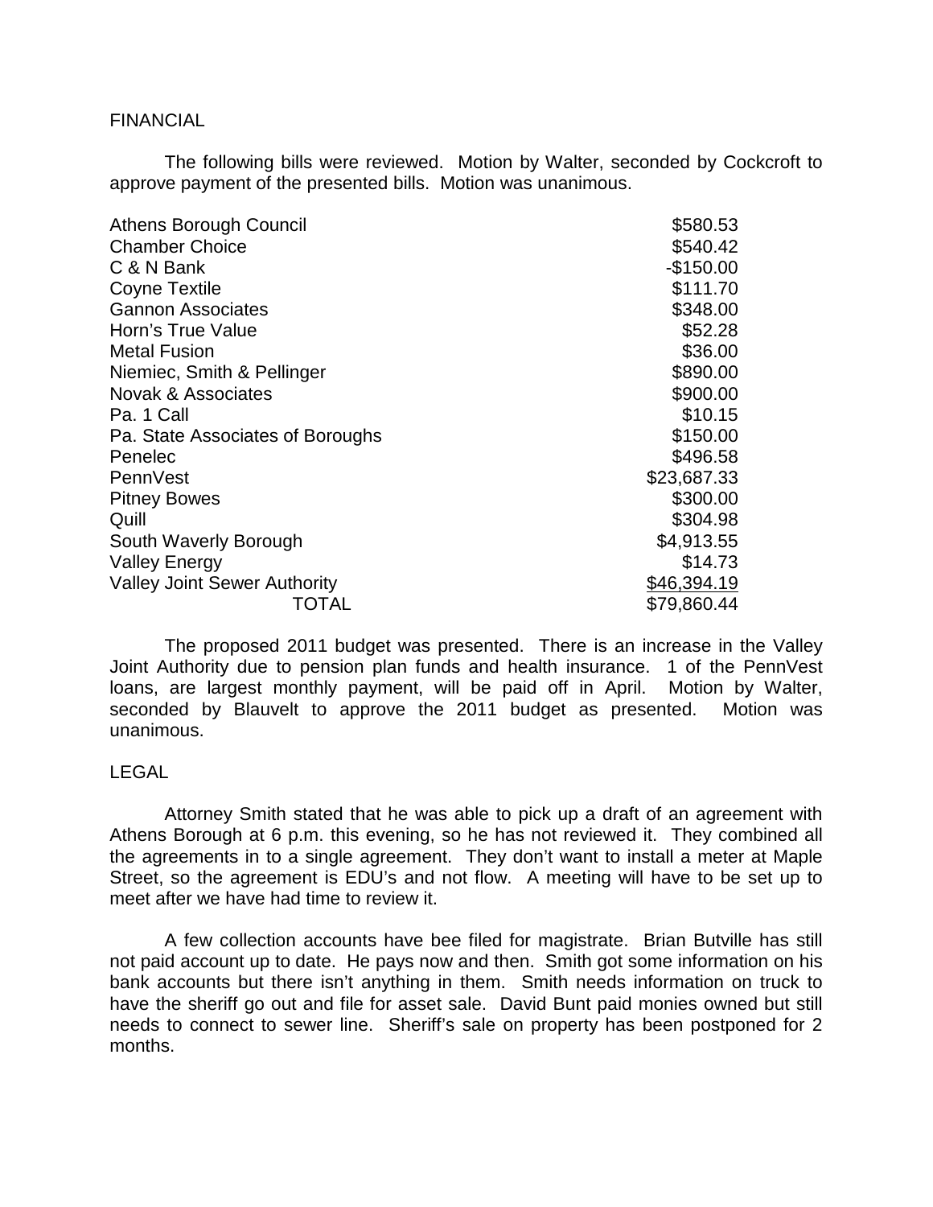FINANCIAL

The following bills were reviewed. Motion by Walter, seconded by Cockcroft to approve payment of the presented bills. Motion was unanimous.

| | |
|---|---|
| Athens Borough Council | \$580.53 |
| Chamber Choice | \$540.42 |
| C & N Bank | -\$150.00 |
| Coyne Textile | \$111.70 |
| Gannon Associates | \$348.00 |
| Horn's True Value | \$52.28 |
| Metal Fusion | \$36.00 |
| Niemiec, Smith & Pellinger | \$890.00 |
| Novak & Associates | \$900.00 |
| Pa. 1 Call | \$10.15 |
| Pa. State Associates of Boroughs | \$150.00 |
| Penelec | \$496.58 |
| PennVest | \$23,687.33 |
| Pitney Bowes | \$300.00 |
| Quill | \$304.98 |
| South Waverly Borough | \$4,913.55 |
| Valley Energy | \$14.73 |
| Valley Joint Sewer Authority | \$46,394.19 |
| TOTAL | \$79,860.44 |

The proposed 2011 budget was presented. There is an increase in the Valley Joint Authority due to pension plan funds and health insurance. 1 of the PennVest loans, are largest monthly payment, will be paid off in April. Motion by Walter, seconded by Blauvelt to approve the 2011 budget as presented. Motion was unanimous.

LEGAL

Attorney Smith stated that he was able to pick up a draft of an agreement with Athens Borough at 6 p.m. this evening, so he has not reviewed it. They combined all the agreements in to a single agreement. They don't want to install a meter at Maple Street, so the agreement is EDU's and not flow. A meeting will have to be set up to meet after we have had time to review it.

A few collection accounts have bee filed for magistrate. Brian Butville has still not paid account up to date. He pays now and then. Smith got some information on his bank accounts but there isn't anything in them. Smith needs information on truck to have the sheriff go out and file for asset sale. David Bunt paid monies owned but still needs to connect to sewer line. Sheriff's sale on property has been postponed for 2 months.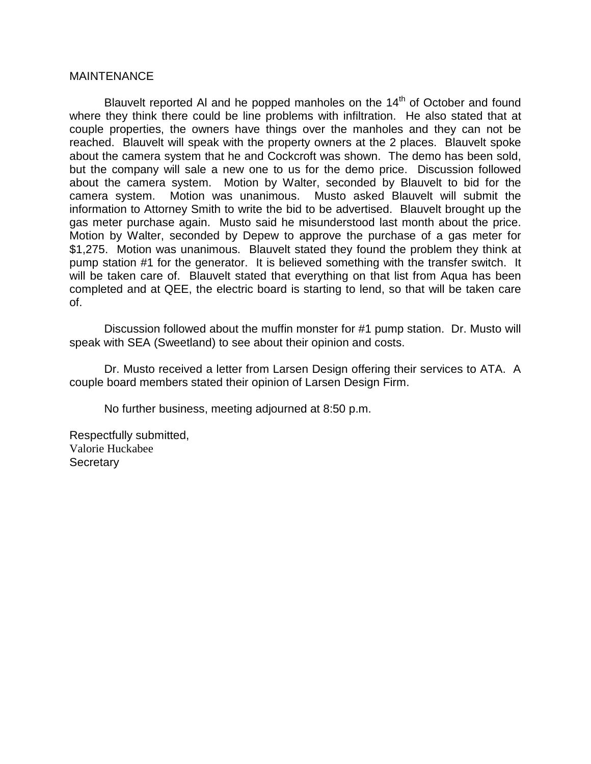MAINTENANCE

Blauvelt reported Al and he popped manholes on the 14th of October and found where they think there could be line problems with infiltration. He also stated that at couple properties, the owners have things over the manholes and they can not be reached. Blauvelt will speak with the property owners at the 2 places. Blauvelt spoke about the camera system that he and Cockcroft was shown. The demo has been sold, but the company will sale a new one to us for the demo price. Discussion followed about the camera system. Motion by Walter, seconded by Blauvelt to bid for the camera system. Motion was unanimous. Musto asked Blauvelt will submit the information to Attorney Smith to write the bid to be advertised. Blauvelt brought up the gas meter purchase again. Musto said he misunderstood last month about the price. Motion by Walter, seconded by Depew to approve the purchase of a gas meter for $1,275. Motion was unanimous. Blauvelt stated they found the problem they think at pump station #1 for the generator. It is believed something with the transfer switch. It will be taken care of. Blauvelt stated that everything on that list from Aqua has been completed and at QEE, the electric board is starting to lend, so that will be taken care of.

Discussion followed about the muffin monster for #1 pump station. Dr. Musto will speak with SEA (Sweetland) to see about their opinion and costs.

Dr. Musto received a letter from Larsen Design offering their services to ATA. A couple board members stated their opinion of Larsen Design Firm.

No further business, meeting adjourned at 8:50 p.m.

Respectfully submitted,  
Valorie Huckabee  
Secretary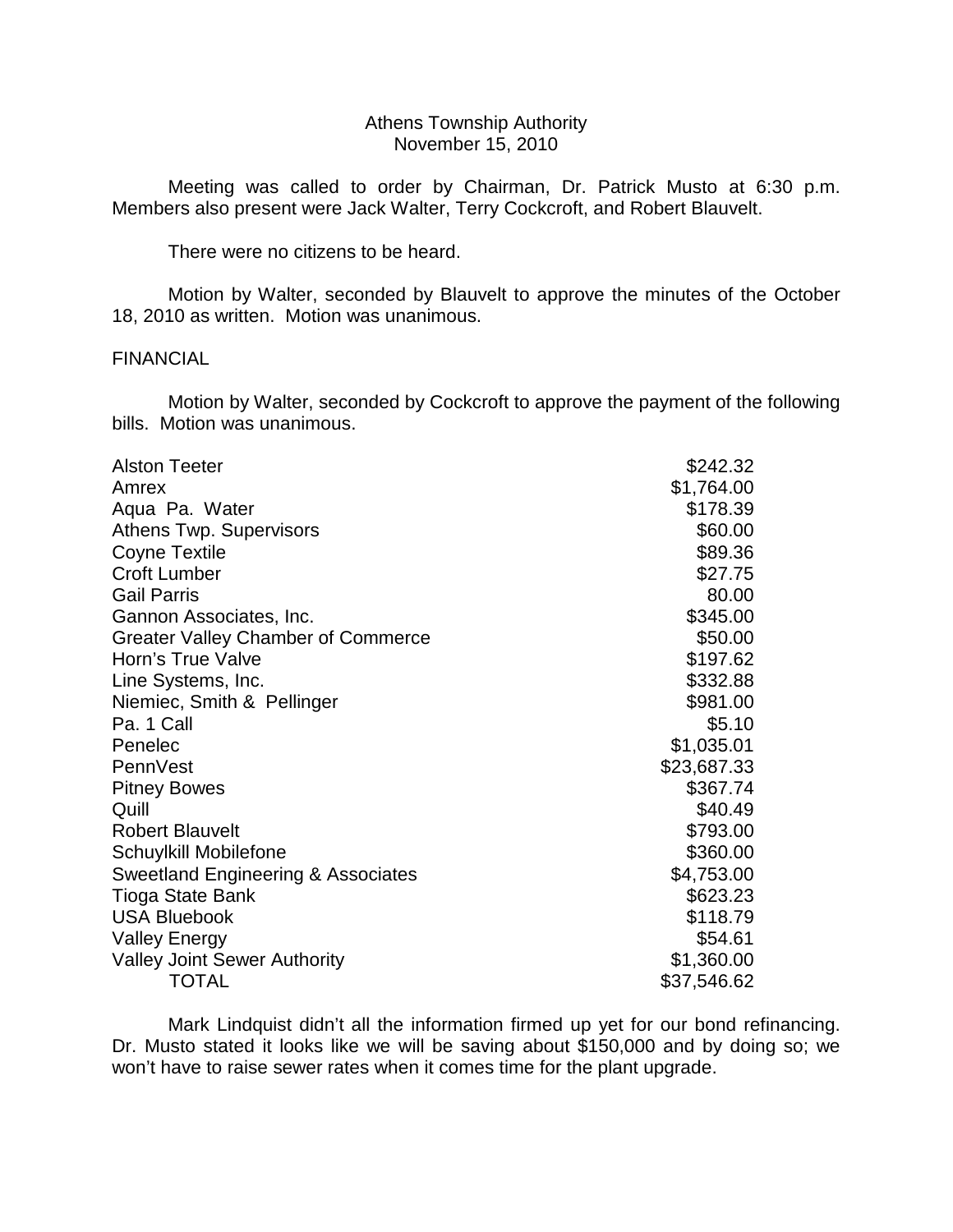Athens Township Authority
November 15, 2010

Meeting was called to order by Chairman, Dr. Patrick Musto at 6:30 p.m. Members also present were Jack Walter, Terry Cockcroft, and Robert Blauvelt.

There were no citizens to be heard.

Motion by Walter, seconded by Blauvelt to approve the minutes of the October 18, 2010 as written. Motion was unanimous.

FINANCIAL

Motion by Walter, seconded by Cockcroft to approve the payment of the following bills. Motion was unanimous.

| | |
|---|---|
| Alston Teeter | $242.32 |
| Amrex | $1,764.00 |
| Aqua Pa. Water | $178.39 |
| Athens Twp. Supervisors | $60.00 |
| Coyne Textile | $89.36 |
| Croft Lumber | $27.75 |
| Gail Parris | 80.00 |
| Gannon Associates, Inc. | $345.00 |
| Greater Valley Chamber of Commerce | $50.00 |
| Horn's True Valve | $197.62 |
| Line Systems, Inc. | $332.88 |
| Niemiec, Smith & Pellinger | $981.00 |
| Pa. 1 Call | $5.10 |
| Penelec | $1,035.01 |
| PennVest | $23,687.33 |
| Pitney Bowes | $367.74 |
| Quill | $40.49 |
| Robert Blauvelt | $793.00 |
| Schuylkill Mobilefone | $360.00 |
| Sweetland Engineering & Associates | $4,753.00 |
| Tioga State Bank | $623.23 |
| USA Bluebook | $118.79 |
| Valley Energy | $54.61 |
| Valley Joint Sewer Authority | $1,360.00 |
| TOTAL | $37,546.62 |

Mark Lindquist didn't all the information firmed up yet for our bond refinancing. Dr. Musto stated it looks like we will be saving about $150,000 and by doing so; we won't have to raise sewer rates when it comes time for the plant upgrade.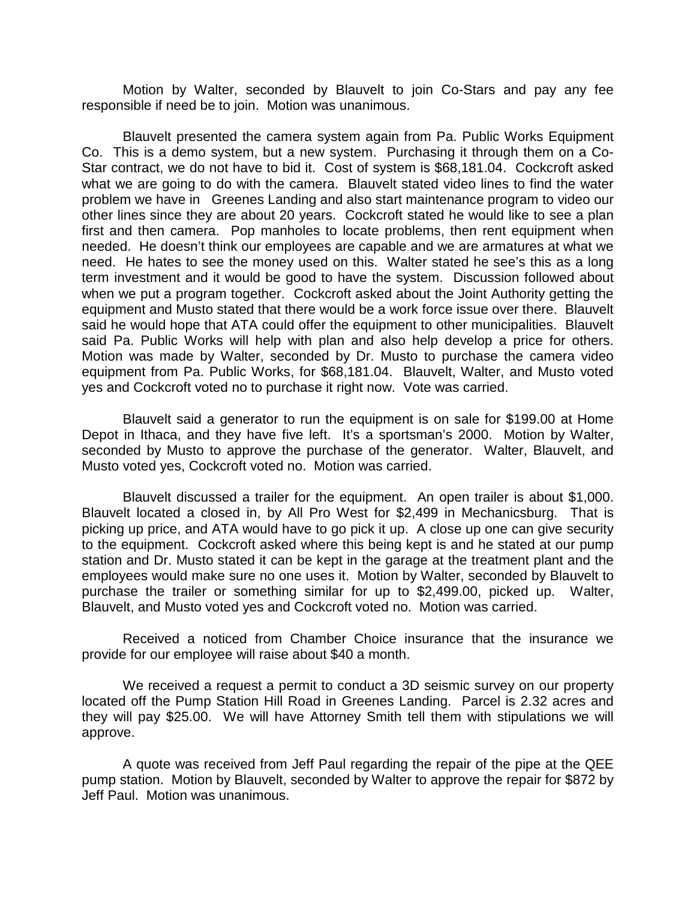Motion by Walter, seconded by Blauvelt to join Co-Stars and pay any fee responsible if need be to join. Motion was unanimous.

Blauvelt presented the camera system again from Pa. Public Works Equipment Co. This is a demo system, but a new system. Purchasing it through them on a Co-Star contract, we do not have to bid it. Cost of system is $68,181.04. Cockcroft asked what we are going to do with the camera. Blauvelt stated video lines to find the water problem we have in Greenes Landing and also start maintenance program to video our other lines since they are about 20 years. Cockcroft stated he would like to see a plan first and then camera. Pop manholes to locate problems, then rent equipment when needed. He doesn't think our employees are capable and we are armatures at what we need. He hates to see the money used on this. Walter stated he see's this as a long term investment and it would be good to have the system. Discussion followed about when we put a program together. Cockcroft asked about the Joint Authority getting the equipment and Musto stated that there would be a work force issue over there. Blauvelt said he would hope that ATA could offer the equipment to other municipalities. Blauvelt said Pa. Public Works will help with plan and also help develop a price for others. Motion was made by Walter, seconded by Dr. Musto to purchase the camera video equipment from Pa. Public Works, for $68,181.04. Blauvelt, Walter, and Musto voted yes and Cockcroft voted no to purchase it right now. Vote was carried.

Blauvelt said a generator to run the equipment is on sale for $199.00 at Home Depot in Ithaca, and they have five left. It's a sportsman's 2000. Motion by Walter, seconded by Musto to approve the purchase of the generator. Walter, Blauvelt, and Musto voted yes, Cockcroft voted no. Motion was carried.

Blauvelt discussed a trailer for the equipment. An open trailer is about $1,000. Blauvelt located a closed in, by All Pro West for $2,499 in Mechanicsburg. That is picking up price, and ATA would have to go pick it up. A close up one can give security to the equipment. Cockcroft asked where this being kept is and he stated at our pump station and Dr. Musto stated it can be kept in the garage at the treatment plant and the employees would make sure no one uses it. Motion by Walter, seconded by Blauvelt to purchase the trailer or something similar for up to $2,499.00, picked up. Walter, Blauvelt, and Musto voted yes and Cockcroft voted no. Motion was carried.

Received a noticed from Chamber Choice insurance that the insurance we provide for our employee will raise about $40 a month.

We received a request a permit to conduct a 3D seismic survey on our property located off the Pump Station Hill Road in Greenes Landing. Parcel is 2.32 acres and they will pay $25.00. We will have Attorney Smith tell them with stipulations we will approve.

A quote was received from Jeff Paul regarding the repair of the pipe at the QEE pump station. Motion by Blauvelt, seconded by Walter to approve the repair for $872 by Jeff Paul. Motion was unanimous.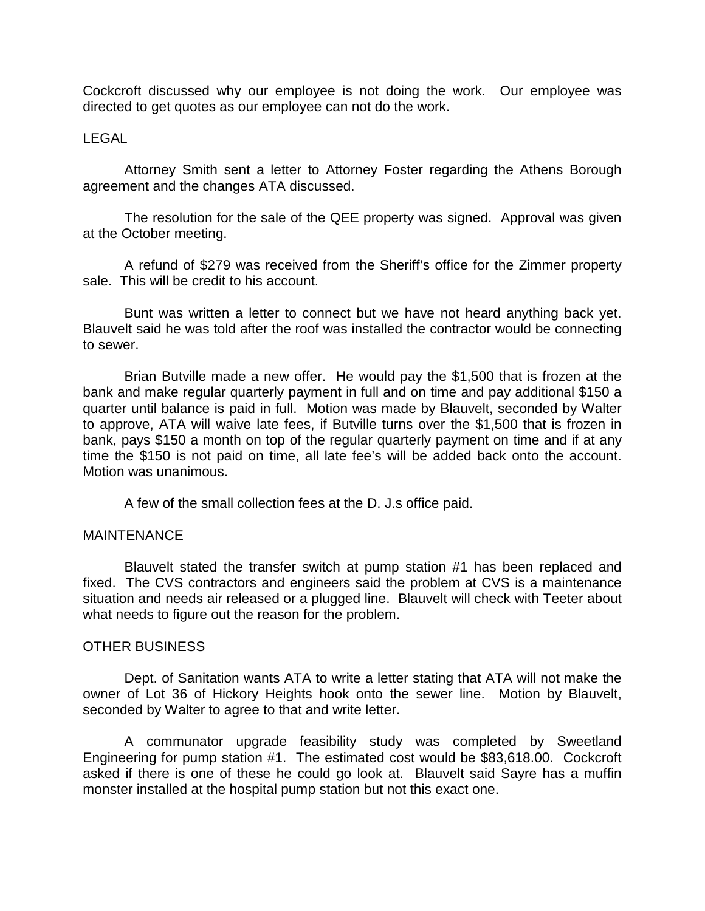Cockcroft discussed why our employee is not doing the work. Our employee was directed to get quotes as our employee can not do the work.

LEGAL

Attorney Smith sent a letter to Attorney Foster regarding the Athens Borough agreement and the changes ATA discussed.

The resolution for the sale of the QEE property was signed. Approval was given at the October meeting.

A refund of $279 was received from the Sheriff's office for the Zimmer property sale. This will be credit to his account.

Bunt was written a letter to connect but we have not heard anything back yet. Blauvelt said he was told after the roof was installed the contractor would be connecting to sewer.

Brian Butville made a new offer. He would pay the $1,500 that is frozen at the bank and make regular quarterly payment in full and on time and pay additional $150 a quarter until balance is paid in full. Motion was made by Blauvelt, seconded by Walter to approve, ATA will waive late fees, if Butville turns over the $1,500 that is frozen in bank, pays $150 a month on top of the regular quarterly payment on time and if at any time the $150 is not paid on time, all late fee's will be added back onto the account. Motion was unanimous.

A few of the small collection fees at the D. J.s office paid.

MAINTENANCE

Blauvelt stated the transfer switch at pump station #1 has been replaced and fixed. The CVS contractors and engineers said the problem at CVS is a maintenance situation and needs air released or a plugged line. Blauvelt will check with Teeter about what needs to figure out the reason for the problem.

OTHER BUSINESS

Dept. of Sanitation wants ATA to write a letter stating that ATA will not make the owner of Lot 36 of Hickory Heights hook onto the sewer line. Motion by Blauvelt, seconded by Walter to agree to that and write letter.

A communator upgrade feasibility study was completed by Sweetland Engineering for pump station #1. The estimated cost would be $83,618.00. Cockcroft asked if there is one of these he could go look at. Blauvelt said Sayre has a muffin monster installed at the hospital pump station but not this exact one.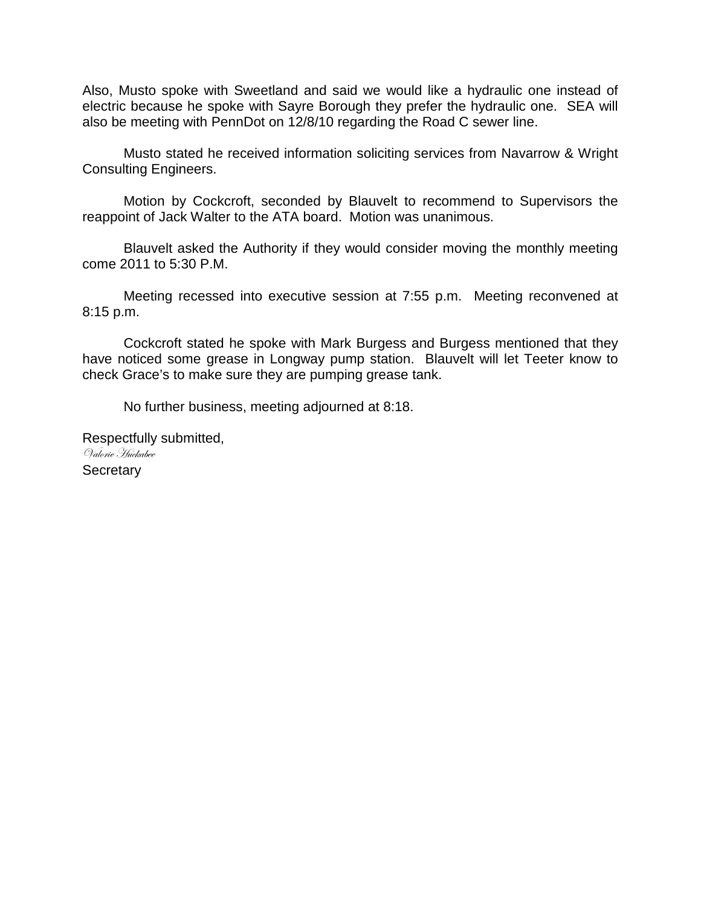Also, Musto spoke with Sweetland and said we would like a hydraulic one instead of electric because he spoke with Sayre Borough they prefer the hydraulic one. SEA will also be meeting with PennDot on 12/8/10 regarding the Road C sewer line.

Musto stated he received information soliciting services from Navarrow & Wright Consulting Engineers.

Motion by Cockcroft, seconded by Blauvelt to recommend to Supervisors the reappoint of Jack Walter to the ATA board. Motion was unanimous.

Blauvelt asked the Authority if they would consider moving the monthly meeting come 2011 to 5:30 P.M.

Meeting recessed into executive session at 7:55 p.m. Meeting reconvened at 8:15 p.m.

Cockcroft stated he spoke with Mark Burgess and Burgess mentioned that they have noticed some grease in Longway pump station. Blauvelt will let Teeter know to check Grace's to make sure they are pumping grease tank.

No further business, meeting adjourned at 8:18.

Respectfully submitted,

*Valorie Huckabee*

Secretary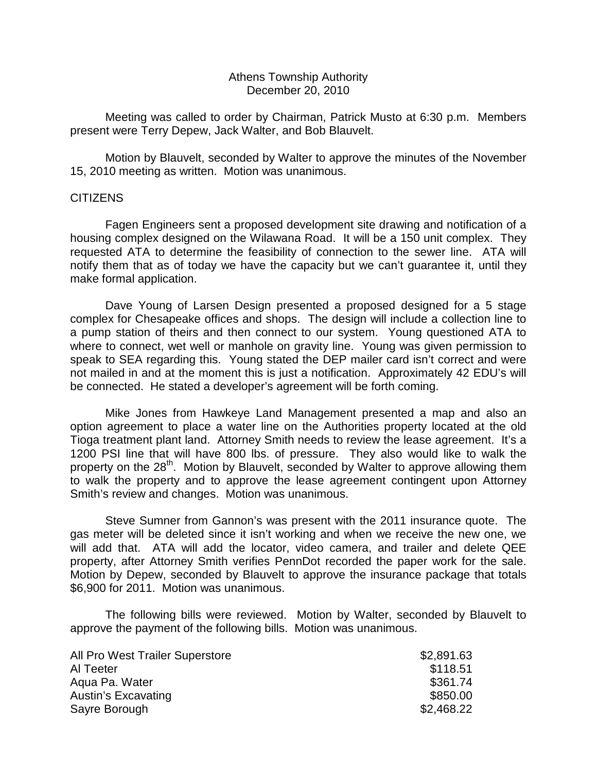Athens Township Authority
December 20, 2010

Meeting was called to order by Chairman, Patrick Musto at 6:30 p.m. Members present were Terry Depew, Jack Walter, and Bob Blauvelt.

Motion by Blauvelt, seconded by Walter to approve the minutes of the November 15, 2010 meeting as written. Motion was unanimous.

CITIZENS

Fagen Engineers sent a proposed development site drawing and notification of a housing complex designed on the Wilawana Road. It will be a 150 unit complex. They requested ATA to determine the feasibility of connection to the sewer line. ATA will notify them that as of today we have the capacity but we can't guarantee it, until they make formal application.

Dave Young of Larsen Design presented a proposed designed for a 5 stage complex for Chesapeake offices and shops. The design will include a collection line to a pump station of theirs and then connect to our system. Young questioned ATA to where to connect, wet well or manhole on gravity line. Young was given permission to speak to SEA regarding this. Young stated the DEP mailer card isn't correct and were not mailed in and at the moment this is just a notification. Approximately 42 EDU's will be connected. He stated a developer's agreement will be forth coming.

Mike Jones from Hawkeye Land Management presented a map and also an option agreement to place a water line on the Authorities property located at the old Tioga treatment plant land. Attorney Smith needs to review the lease agreement. It's a 1200 PSI line that will have 800 lbs. of pressure. They also would like to walk the property on the 28th. Motion by Blauvelt, seconded by Walter to approve allowing them to walk the property and to approve the lease agreement contingent upon Attorney Smith's review and changes. Motion was unanimous.

Steve Sumner from Gannon's was present with the 2011 insurance quote. The gas meter will be deleted since it isn't working and when we receive the new one, we will add that. ATA will add the locator, video camera, and trailer and delete QEE property, after Attorney Smith verifies PennDot recorded the paper work for the sale. Motion by Depew, seconded by Blauvelt to approve the insurance package that totals $6,900 for 2011. Motion was unanimous.

The following bills were reviewed. Motion by Walter, seconded by Blauvelt to approve the payment of the following bills. Motion was unanimous.

| | |
|---|---|
| All Pro West Trailer Superstore | $2,891.63 |
| Al Teeter | $118.51 |
| Aqua Pa. Water | $361.74 |
| Austin's Excavating | $850.00 |
| Sayre Borough | $2,468.22 |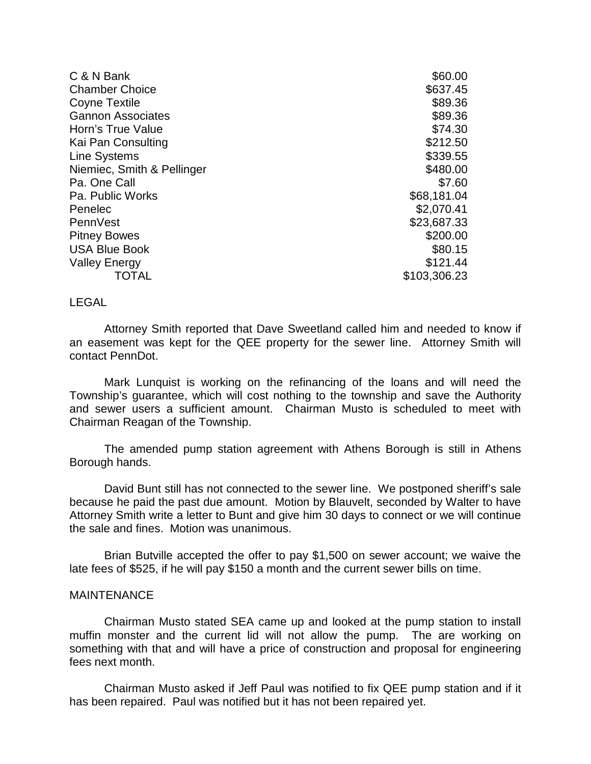| | |
|---|---|
| C & N Bank | $60.00 |
| Chamber Choice | $637.45 |
| Coyne Textile | $89.36 |
| Gannon Associates | $89.36 |
| Horn's True Value | $74.30 |
| Kai Pan Consulting | $212.50 |
| Line Systems | $339.55 |
| Niemiec, Smith & Pellinger | $480.00 |
| Pa. One Call | $7.60 |
| Pa. Public Works | $68,181.04 |
| Penelec | $2,070.41 |
| PennVest | $23,687.33 |
| Pitney Bowes | $200.00 |
| USA Blue Book | $80.15 |
| Valley Energy | $121.44 |
| TOTAL | $103,306.23 |

LEGAL

Attorney Smith reported that Dave Sweetland called him and needed to know if an easement was kept for the QEE property for the sewer line. Attorney Smith will contact PennDot.

Mark Lunquist is working on the refinancing of the loans and will need the Township's guarantee, which will cost nothing to the township and save the Authority and sewer users a sufficient amount. Chairman Musto is scheduled to meet with Chairman Reagan of the Township.

The amended pump station agreement with Athens Borough is still in Athens Borough hands.

David Bunt still has not connected to the sewer line. We postponed sheriff's sale because he paid the past due amount. Motion by Blauvelt, seconded by Walter to have Attorney Smith write a letter to Bunt and give him 30 days to connect or we will continue the sale and fines. Motion was unanimous.

Brian Butville accepted the offer to pay $1,500 on sewer account; we waive the late fees of $525, if he will pay $150 a month and the current sewer bills on time.

MAINTENANCE

Chairman Musto stated SEA came up and looked at the pump station to install muffin monster and the current lid will not allow the pump. The are working on something with that and will have a price of construction and proposal for engineering fees next month.

Chairman Musto asked if Jeff Paul was notified to fix QEE pump station and if it has been repaired. Paul was notified but it has not been repaired yet.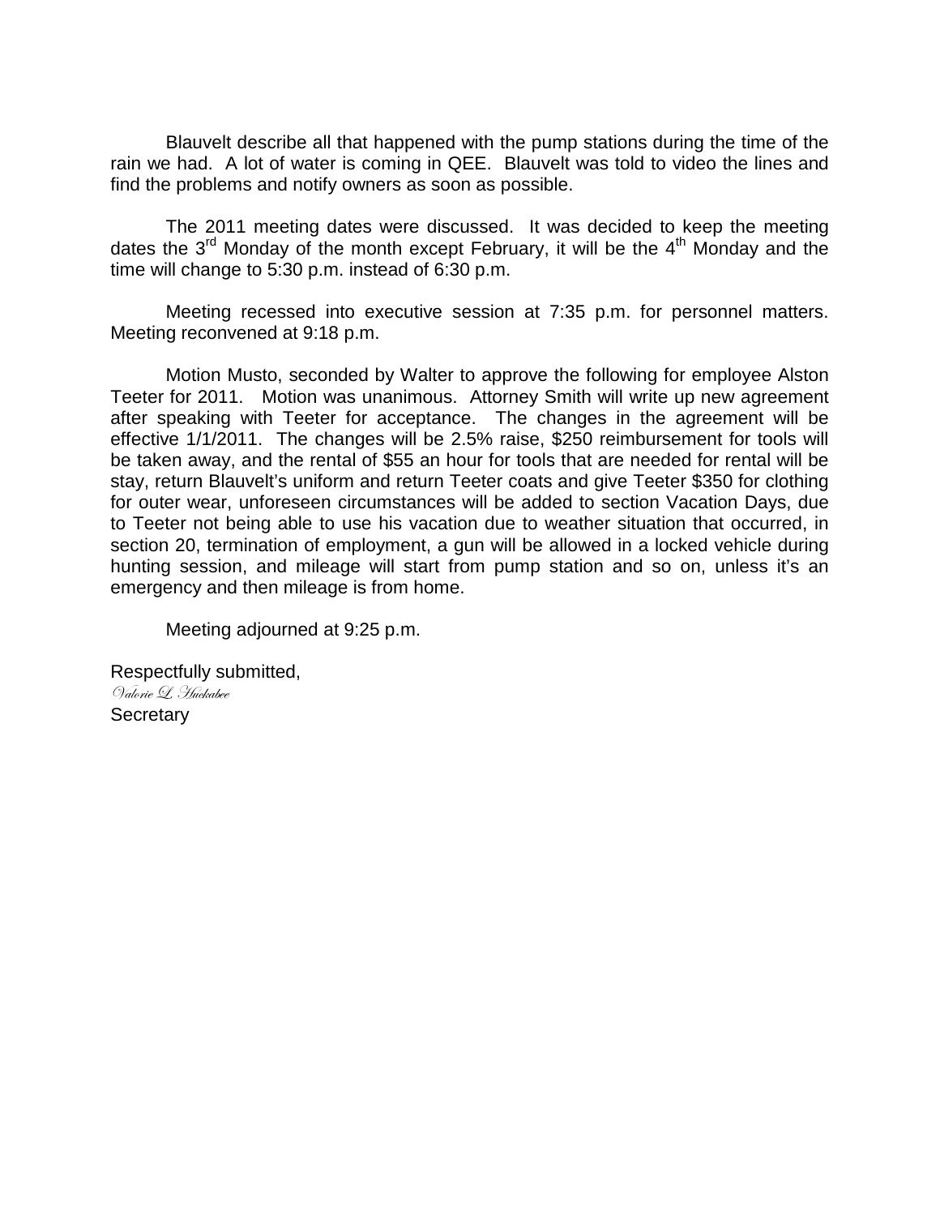Blauvelt describe all that happened with the pump stations during the time of the rain we had. A lot of water is coming in QEE. Blauvelt was told to video the lines and find the problems and notify owners as soon as possible.

The 2011 meeting dates were discussed. It was decided to keep the meeting dates the 3rd Monday of the month except February, it will be the 4th Monday and the time will change to 5:30 p.m. instead of 6:30 p.m.

Meeting recessed into executive session at 7:35 p.m. for personnel matters. Meeting reconvened at 9:18 p.m.

Motion Musto, seconded by Walter to approve the following for employee Alston Teeter for 2011. Motion was unanimous. Attorney Smith will write up new agreement after speaking with Teeter for acceptance. The changes in the agreement will be effective 1/1/2011. The changes will be 2.5% raise, $250 reimbursement for tools will be taken away, and the rental of $55 an hour for tools that are needed for rental will be stay, return Blauvelt's uniform and return Teeter coats and give Teeter $350 for clothing for outer wear, unforeseen circumstances will be added to section Vacation Days, due to Teeter not being able to use his vacation due to weather situation that occurred, in section 20, termination of employment, a gun will be allowed in a locked vehicle during hunting session, and mileage will start from pump station and so on, unless it's an emergency and then mileage is from home.

Meeting adjourned at 9:25 p.m.

Respectfully submitted,
*Valorie L. Huckabee*
Secretary